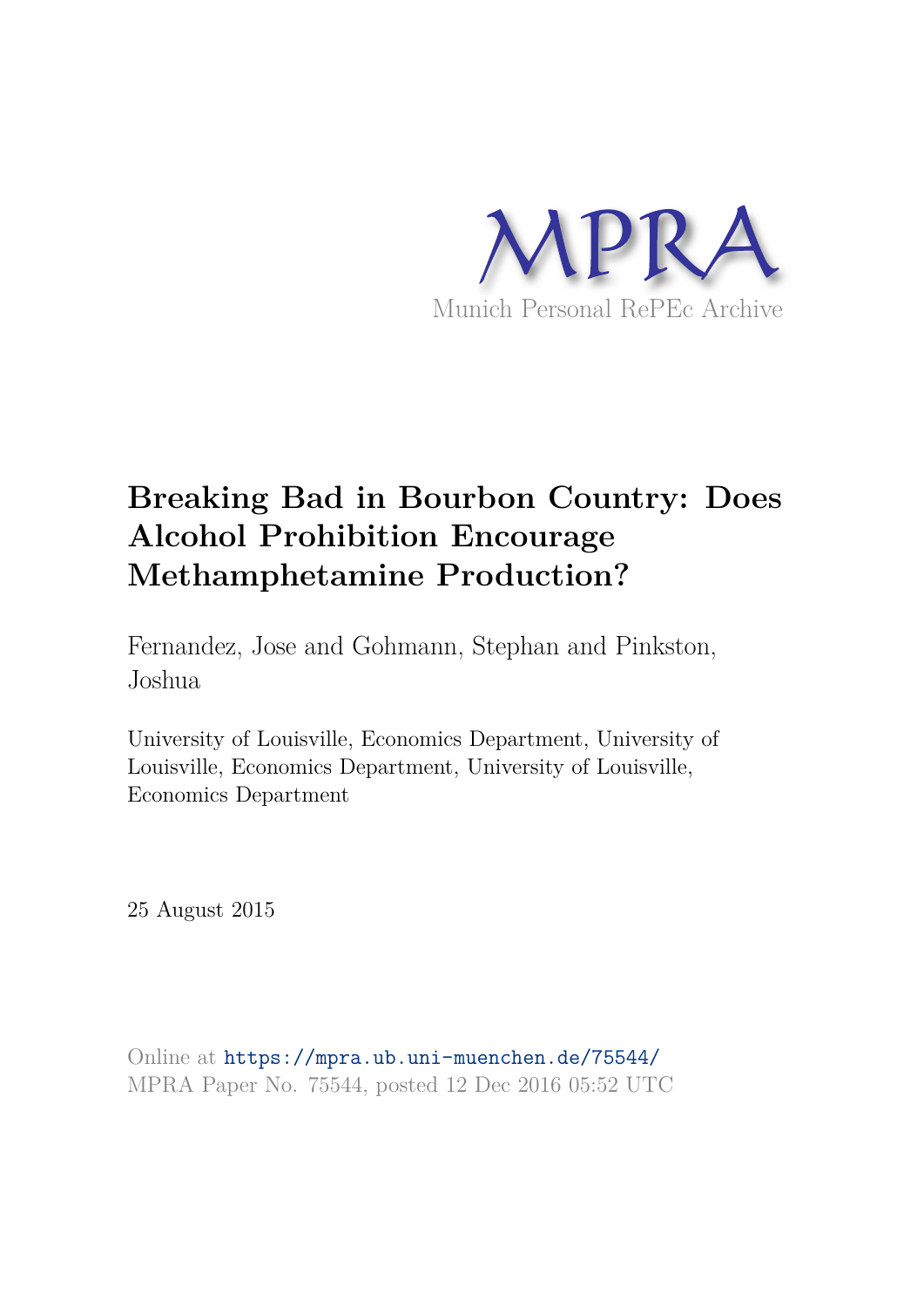MPRA

Munich Personal RePEc Archive

# Breaking Bad in Bourbon Country: Does Alcohol Prohibition Encourage Methamphetamine Production?

Fernandez, Jose and Gohmann, Stephan and Pinkston, Joshua

University of Louisville, Economics Department, University of Louisville, Economics Department, University of Louisville, Economics Department

25 August 2015

Online at https://mpra.ub.uni-muenchen.de/75544/
MPRA Paper No. 75544, posted 12 Dec 2016 05:52 UTC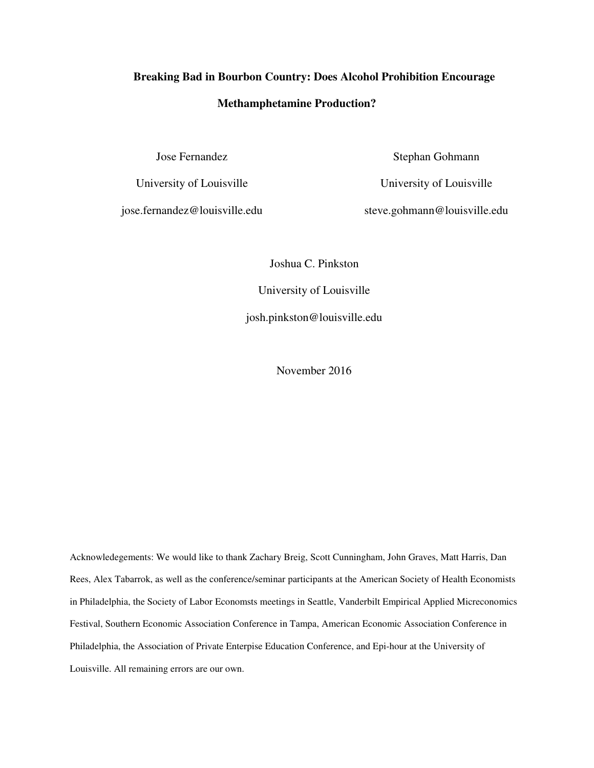# Breaking Bad in Bourbon Country: Does Alcohol Prohibition Encourage Methamphetamine Production?

Jose Fernandez
University of Louisville
jose.fernandez@louisville.edu

Stephan Gohmann
University of Louisville
steve.gohmann@louisville.edu

Joshua C. Pinkston
University of Louisville
josh.pinkston@louisville.edu

November 2016

Acknowledegements: We would like to thank Zachary Breig, Scott Cunningham, John Graves, Matt Harris, Dan Rees, Alex Tabarrok, as well as the conference/seminar participants at the American Society of Health Economists in Philadelphia, the Society of Labor Economsts meetings in Seattle, Vanderbilt Empirical Applied Micreconomics Festival, Southern Economic Association Conference in Tampa, American Economic Association Conference in Philadelphia, the Association of Private Enterprise Education Conference, and Epi-hour at the University of Louisville. All remaining errors are our own.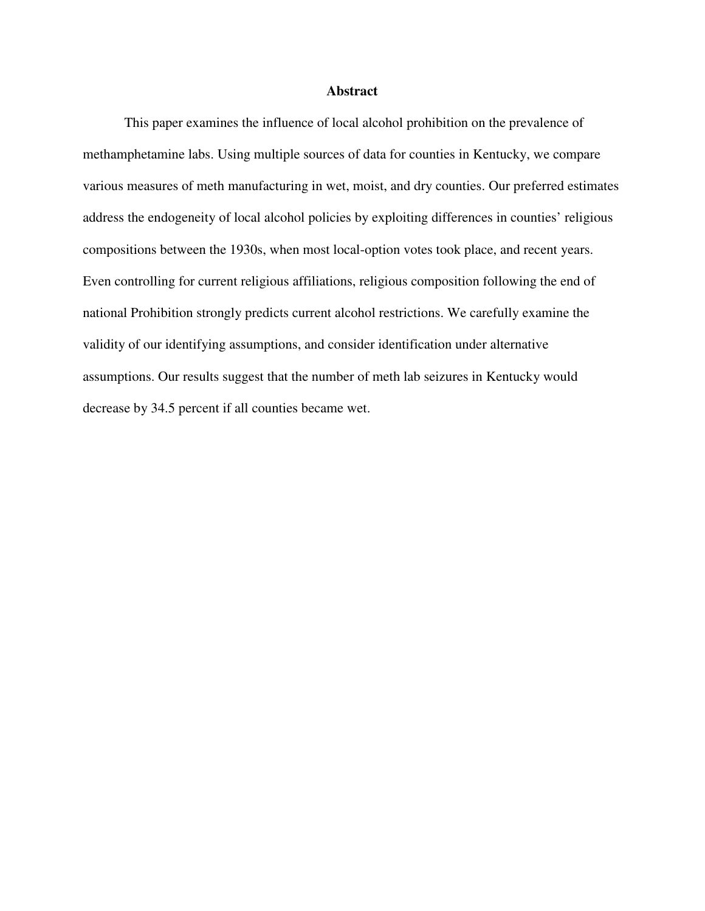## Abstract

This paper examines the influence of local alcohol prohibition on the prevalence of methamphetamine labs. Using multiple sources of data for counties in Kentucky, we compare various measures of meth manufacturing in wet, moist, and dry counties. Our preferred estimates address the endogeneity of local alcohol policies by exploiting differences in counties' religious compositions between the 1930s, when most local-option votes took place, and recent years. Even controlling for current religious affiliations, religious composition following the end of national Prohibition strongly predicts current alcohol restrictions. We carefully examine the validity of our identifying assumptions, and consider identification under alternative assumptions. Our results suggest that the number of meth lab seizures in Kentucky would decrease by 34.5 percent if all counties became wet.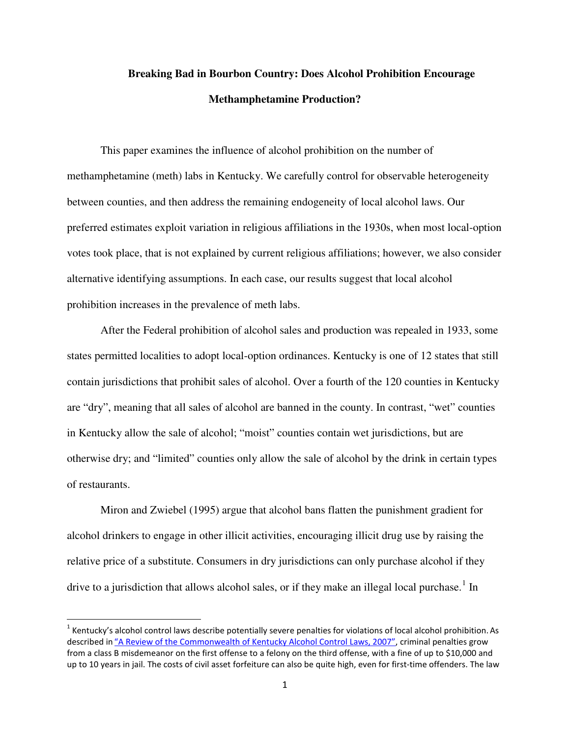**Breaking Bad in Bourbon Country: Does Alcohol Prohibition Encourage Methamphetamine Production?**

This paper examines the influence of alcohol prohibition on the number of methamphetamine (meth) labs in Kentucky. We carefully control for observable heterogeneity between counties, and then address the remaining endogeneity of local alcohol laws. Our preferred estimates exploit variation in religious affiliations in the 1930s, when most local-option votes took place, that is not explained by current religious affiliations; however, we also consider alternative identifying assumptions. In each case, our results suggest that local alcohol prohibition increases in the prevalence of meth labs.

After the Federal prohibition of alcohol sales and production was repealed in 1933, some states permitted localities to adopt local-option ordinances. Kentucky is one of 12 states that still contain jurisdictions that prohibit sales of alcohol. Over a fourth of the 120 counties in Kentucky are "dry", meaning that all sales of alcohol are banned in the county. In contrast, "wet" counties in Kentucky allow the sale of alcohol; "moist" counties contain wet jurisdictions, but are otherwise dry; and "limited" counties only allow the sale of alcohol by the drink in certain types of restaurants.

Miron and Zwiebel (1995) argue that alcohol bans flatten the punishment gradient for alcohol drinkers to engage in other illicit activities, encouraging illicit drug use by raising the relative price of a substitute. Consumers in dry jurisdictions can only purchase alcohol if they drive to a jurisdiction that allows alcohol sales, or if they make an illegal local purchase.[1] In

[1] Kentucky's alcohol control laws describe potentially severe penalties for violations of local alcohol prohibition. As described in "A Review of the Commonwealth of Kentucky Alcohol Control Laws, 2007", criminal penalties grow from a class B misdemeanor on the first offense to a felony on the third offense, with a fine of up to $10,000 and up to 10 years in jail. The costs of civil asset forfeiture can also be quite high, even for first-time offenders. The law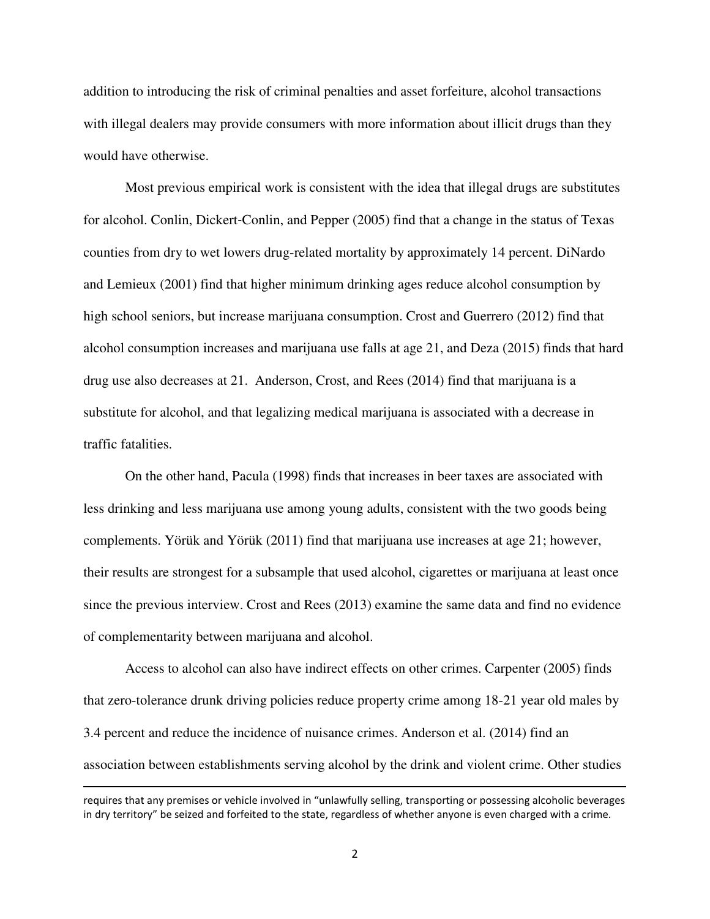addition to introducing the risk of criminal penalties and asset forfeiture, alcohol transactions with illegal dealers may provide consumers with more information about illicit drugs than they would have otherwise.

Most previous empirical work is consistent with the idea that illegal drugs are substitutes for alcohol. Conlin, Dickert-Conlin, and Pepper (2005) find that a change in the status of Texas counties from dry to wet lowers drug-related mortality by approximately 14 percent. DiNardo and Lemieux (2001) find that higher minimum drinking ages reduce alcohol consumption by high school seniors, but increase marijuana consumption. Crost and Guerrero (2012) find that alcohol consumption increases and marijuana use falls at age 21, and Deza (2015) finds that hard drug use also decreases at 21. Anderson, Crost, and Rees (2014) find that marijuana is a substitute for alcohol, and that legalizing medical marijuana is associated with a decrease in traffic fatalities.

On the other hand, Pacula (1998) finds that increases in beer taxes are associated with less drinking and less marijuana use among young adults, consistent with the two goods being complements. Yörük and Yörük (2011) find that marijuana use increases at age 21; however, their results are strongest for a subsample that used alcohol, cigarettes or marijuana at least once since the previous interview. Crost and Rees (2013) examine the same data and find no evidence of complementarity between marijuana and alcohol.

Access to alcohol can also have indirect effects on other crimes. Carpenter (2005) finds that zero-tolerance drunk driving policies reduce property crime among 18-21 year old males by 3.4 percent and reduce the incidence of nuisance crimes. Anderson et al. (2014) find an association between establishments serving alcohol by the drink and violent crime. Other studies

---

requires that any premises or vehicle involved in "unlawfully selling, transporting or possessing alcoholic beverages in dry territory" be seized and forfeited to the state, regardless of whether anyone is even charged with a crime.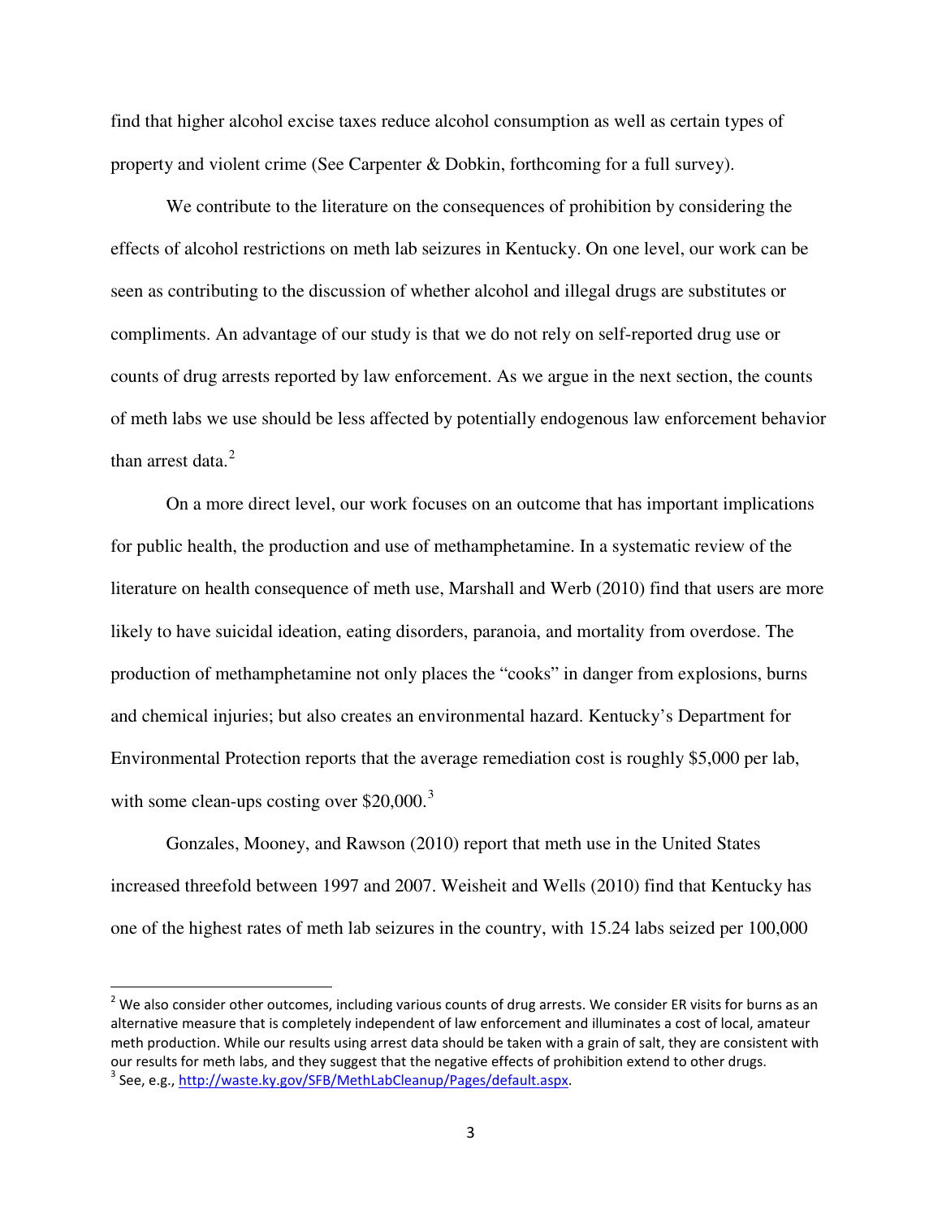find that higher alcohol excise taxes reduce alcohol consumption as well as certain types of property and violent crime (See Carpenter & Dobkin, forthcoming for a full survey).

We contribute to the literature on the consequences of prohibition by considering the effects of alcohol restrictions on meth lab seizures in Kentucky. On one level, our work can be seen as contributing to the discussion of whether alcohol and illegal drugs are substitutes or compliments. An advantage of our study is that we do not rely on self-reported drug use or counts of drug arrests reported by law enforcement. As we argue in the next section, the counts of meth labs we use should be less affected by potentially endogenous law enforcement behavior than arrest data.[2]

On a more direct level, our work focuses on an outcome that has important implications for public health, the production and use of methamphetamine. In a systematic review of the literature on health consequence of meth use, Marshall and Werb (2010) find that users are more likely to have suicidal ideation, eating disorders, paranoia, and mortality from overdose. The production of methamphetamine not only places the "cooks" in danger from explosions, burns and chemical injuries; but also creates an environmental hazard. Kentucky's Department for Environmental Protection reports that the average remediation cost is roughly $5,000 per lab, with some clean-ups costing over $20,000.[3]

Gonzales, Mooney, and Rawson (2010) report that meth use in the United States increased threefold between 1997 and 2007. Weisheit and Wells (2010) find that Kentucky has one of the highest rates of meth lab seizures in the country, with 15.24 labs seized per 100,000

---

[2] We also consider other outcomes, including various counts of drug arrests. We consider ER visits for burns as an alternative measure that is completely independent of law enforcement and illuminates a cost of local, amateur meth production. While our results using arrest data should be taken with a grain of salt, they are consistent with our results for meth labs, and they suggest that the negative effects of prohibition extend to other drugs.

[3] See, e.g., http://waste.ky.gov/SFB/MethLabCleanup/Pages/default.aspx.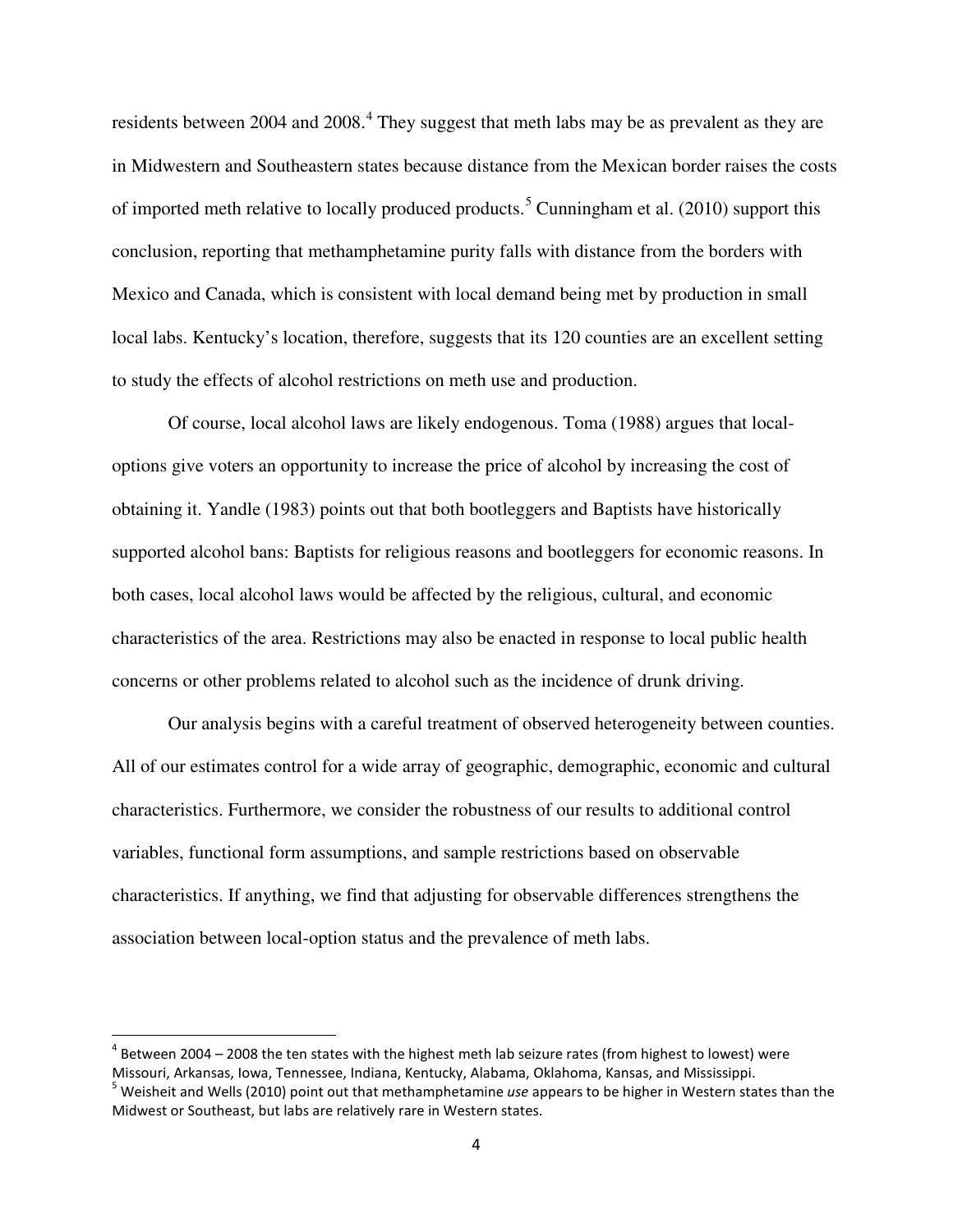residents between 2004 and 2008.[4] They suggest that meth labs may be as prevalent as they are in Midwestern and Southeastern states because distance from the Mexican border raises the costs of imported meth relative to locally produced products.[5] Cunningham et al. (2010) support this conclusion, reporting that methamphetamine purity falls with distance from the borders with Mexico and Canada, which is consistent with local demand being met by production in small local labs. Kentucky's location, therefore, suggests that its 120 counties are an excellent setting to study the effects of alcohol restrictions on meth use and production.

Of course, local alcohol laws are likely endogenous. Toma (1988) argues that local-options give voters an opportunity to increase the price of alcohol by increasing the cost of obtaining it. Yandle (1983) points out that both bootleggers and Baptists have historically supported alcohol bans: Baptists for religious reasons and bootleggers for economic reasons. In both cases, local alcohol laws would be affected by the religious, cultural, and economic characteristics of the area. Restrictions may also be enacted in response to local public health concerns or other problems related to alcohol such as the incidence of drunk driving.

Our analysis begins with a careful treatment of observed heterogeneity between counties. All of our estimates control for a wide array of geographic, demographic, economic and cultural characteristics. Furthermore, we consider the robustness of our results to additional control variables, functional form assumptions, and sample restrictions based on observable characteristics. If anything, we find that adjusting for observable differences strengthens the association between local-option status and the prevalence of meth labs.

---

[4] Between 2004 – 2008 the ten states with the highest meth lab seizure rates (from highest to lowest) were Missouri, Arkansas, Iowa, Tennessee, Indiana, Kentucky, Alabama, Oklahoma, Kansas, and Mississippi.

[5] Weisheit and Wells (2010) point out that methamphetamine *use* appears to be higher in Western states than the Midwest or Southeast, but labs are relatively rare in Western states.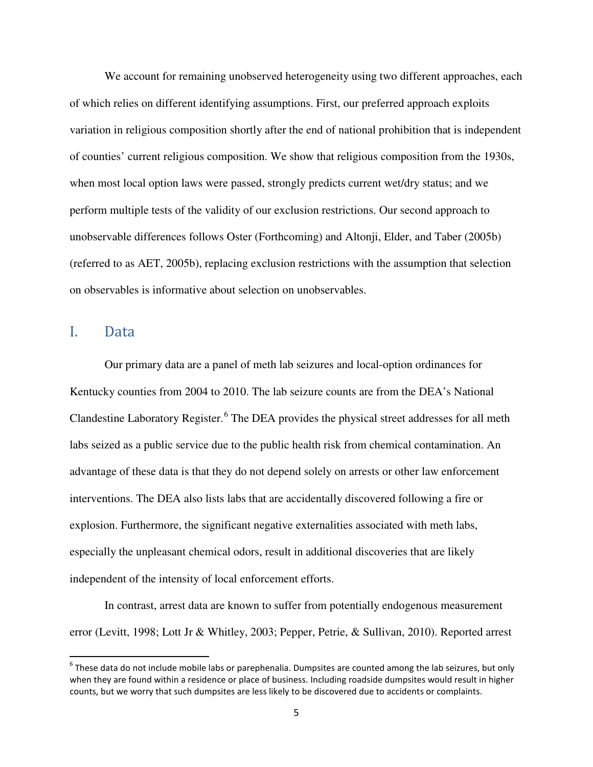We account for remaining unobserved heterogeneity using two different approaches, each of which relies on different identifying assumptions. First, our preferred approach exploits variation in religious composition shortly after the end of national prohibition that is independent of counties' current religious composition. We show that religious composition from the 1930s, when most local option laws were passed, strongly predicts current wet/dry status; and we perform multiple tests of the validity of our exclusion restrictions. Our second approach to unobservable differences follows Oster (Forthcoming) and Altonji, Elder, and Taber (2005b) (referred to as AET, 2005b), replacing exclusion restrictions with the assumption that selection on observables is informative about selection on unobservables.

## I. Data

Our primary data are a panel of meth lab seizures and local-option ordinances for Kentucky counties from 2004 to 2010. The lab seizure counts are from the DEA's National Clandestine Laboratory Register.[6] The DEA provides the physical street addresses for all meth labs seized as a public service due to the public health risk from chemical contamination. An advantage of these data is that they do not depend solely on arrests or other law enforcement interventions. The DEA also lists labs that are accidentally discovered following a fire or explosion. Furthermore, the significant negative externalities associated with meth labs, especially the unpleasant chemical odors, result in additional discoveries that are likely independent of the intensity of local enforcement efforts.

In contrast, arrest data are known to suffer from potentially endogenous measurement error (Levitt, 1998; Lott Jr & Whitley, 2003; Pepper, Petrie, & Sullivan, 2010). Reported arrest

[6] These data do not include mobile labs or parephenalia. Dumpsites are counted among the lab seizures, but only when they are found within a residence or place of business. Including roadside dumpsites would result in higher counts, but we worry that such dumpsites are less likely to be discovered due to accidents or complaints.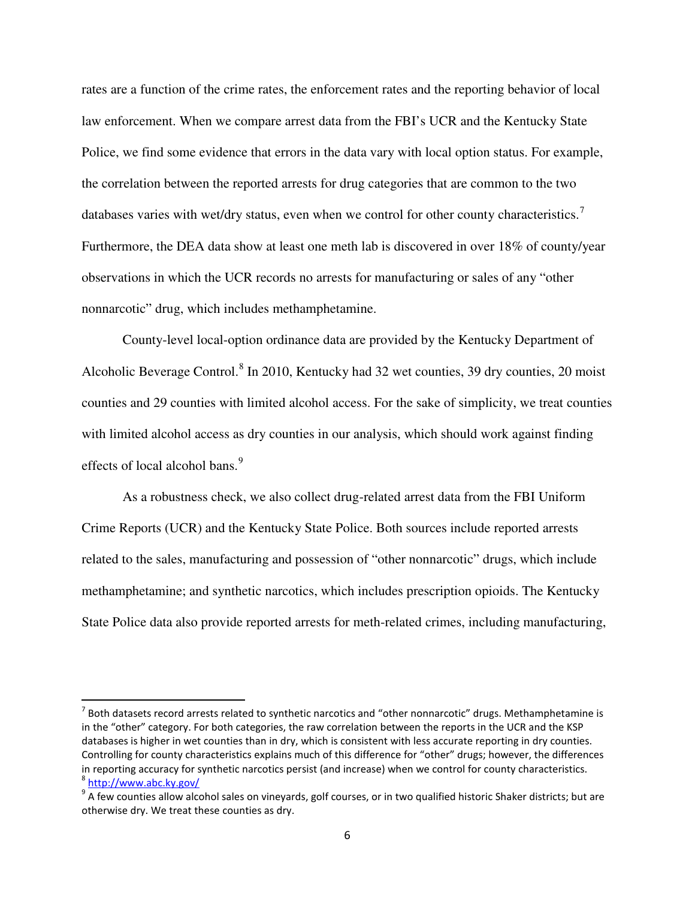rates are a function of the crime rates, the enforcement rates and the reporting behavior of local law enforcement. When we compare arrest data from the FBI's UCR and the Kentucky State Police, we find some evidence that errors in the data vary with local option status. For example, the correlation between the reported arrests for drug categories that are common to the two databases varies with wet/dry status, even when we control for other county characteristics.[7] Furthermore, the DEA data show at least one meth lab is discovered in over 18% of county/year observations in which the UCR records no arrests for manufacturing or sales of any "other nonnarcotic" drug, which includes methamphetamine.

County-level local-option ordinance data are provided by the Kentucky Department of Alcoholic Beverage Control.[8] In 2010, Kentucky had 32 wet counties, 39 dry counties, 20 moist counties and 29 counties with limited alcohol access. For the sake of simplicity, we treat counties with limited alcohol access as dry counties in our analysis, which should work against finding effects of local alcohol bans.[9]

As a robustness check, we also collect drug-related arrest data from the FBI Uniform Crime Reports (UCR) and the Kentucky State Police. Both sources include reported arrests related to the sales, manufacturing and possession of "other nonnarcotic" drugs, which include methamphetamine; and synthetic narcotics, which includes prescription opioids. The Kentucky State Police data also provide reported arrests for meth-related crimes, including manufacturing,

---

[7] Both datasets record arrests related to synthetic narcotics and "other nonnarcotic" drugs. Methamphetamine is in the "other" category. For both categories, the raw correlation between the reports in the UCR and the KSP databases is higher in wet counties than in dry, which is consistent with less accurate reporting in dry counties. Controlling for county characteristics explains much of this difference for "other" drugs; however, the differences in reporting accuracy for synthetic narcotics persist (and increase) when we control for county characteristics.

[8] http://www.abc.ky.gov/

[9] A few counties allow alcohol sales on vineyards, golf courses, or in two qualified historic Shaker districts; but are otherwise dry. We treat these counties as dry.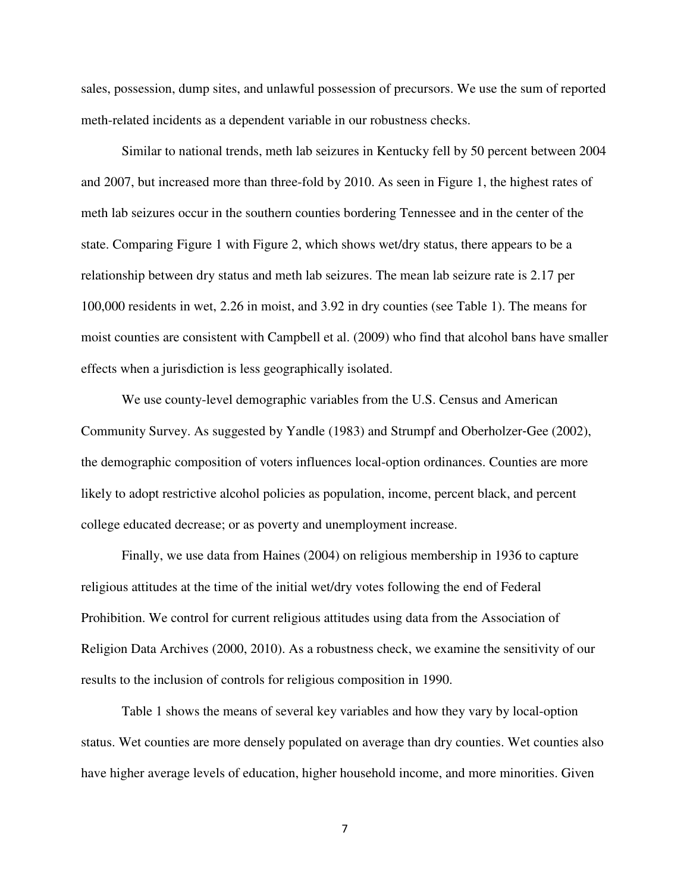sales, possession, dump sites, and unlawful possession of precursors. We use the sum of reported meth-related incidents as a dependent variable in our robustness checks.

Similar to national trends, meth lab seizures in Kentucky fell by 50 percent between 2004 and 2007, but increased more than three-fold by 2010. As seen in Figure 1, the highest rates of meth lab seizures occur in the southern counties bordering Tennessee and in the center of the state. Comparing Figure 1 with Figure 2, which shows wet/dry status, there appears to be a relationship between dry status and meth lab seizures. The mean lab seizure rate is 2.17 per 100,000 residents in wet, 2.26 in moist, and 3.92 in dry counties (see Table 1). The means for moist counties are consistent with Campbell et al. (2009) who find that alcohol bans have smaller effects when a jurisdiction is less geographically isolated.

We use county-level demographic variables from the U.S. Census and American Community Survey. As suggested by Yandle (1983) and Strumpf and Oberholzer-Gee (2002), the demographic composition of voters influences local-option ordinances. Counties are more likely to adopt restrictive alcohol policies as population, income, percent black, and percent college educated decrease; or as poverty and unemployment increase.

Finally, we use data from Haines (2004) on religious membership in 1936 to capture religious attitudes at the time of the initial wet/dry votes following the end of Federal Prohibition. We control for current religious attitudes using data from the Association of Religion Data Archives (2000, 2010). As a robustness check, we examine the sensitivity of our results to the inclusion of controls for religious composition in 1990.

Table 1 shows the means of several key variables and how they vary by local-option status. Wet counties are more densely populated on average than dry counties. Wet counties also have higher average levels of education, higher household income, and more minorities. Given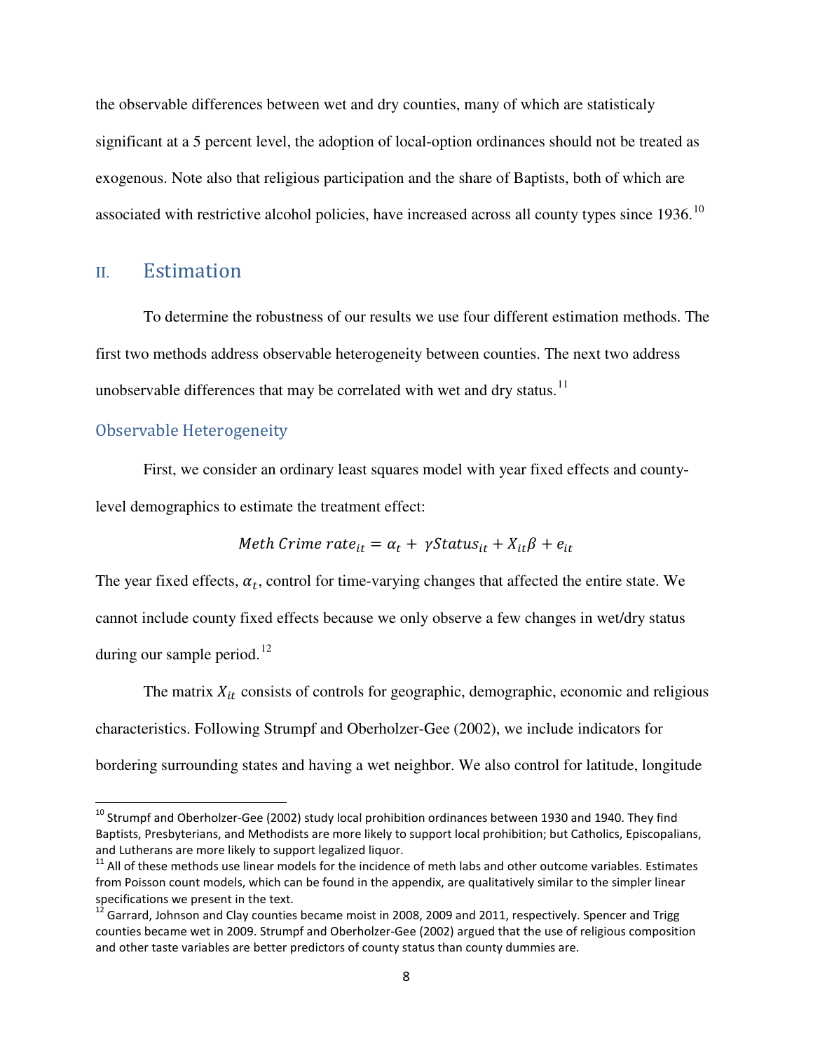the observable differences between wet and dry counties, many of which are statisticaly significant at a 5 percent level, the adoption of local-option ordinances should not be treated as exogenous. Note also that religious participation and the share of Baptists, both of which are associated with restrictive alcohol policies, have increased across all county types since 1936.[10]

## II. Estimation

To determine the robustness of our results we use four different estimation methods. The first two methods address observable heterogeneity between counties. The next two address unobservable differences that may be correlated with wet and dry status.[11]

### Observable Heterogeneity

First, we consider an ordinary least squares model with year fixed effects and county-level demographics to estimate the treatment effect:

$$Meth\ Crime\ rate_{it} = \alpha_t + \gamma Status_{it} + X_{it}\beta + e_{it}$$

The year fixed effects, $\alpha_t$, control for time-varying changes that affected the entire state. We cannot include county fixed effects because we only observe a few changes in wet/dry status during our sample period.[12]

The matrix $X_{it}$ consists of controls for geographic, demographic, economic and religious characteristics. Following Strumpf and Oberholzer-Gee (2002), we include indicators for bordering surrounding states and having a wet neighbor. We also control for latitude, longitude

---

[10] Strumpf and Oberholzer-Gee (2002) study local prohibition ordinances between 1930 and 1940. They find Baptists, Presbyterians, and Methodists are more likely to support local prohibition; but Catholics, Episcopalians, and Lutherans are more likely to support legalized liquor.

[11] All of these methods use linear models for the incidence of meth labs and other outcome variables. Estimates from Poisson count models, which can be found in the appendix, are qualitatively similar to the simpler linear specifications we present in the text.

[12] Garrard, Johnson and Clay counties became moist in 2008, 2009 and 2011, respectively. Spencer and Trigg counties became wet in 2009. Strumpf and Oberholzer-Gee (2002) argued that the use of religious composition and other taste variables are better predictors of county status than county dummies are.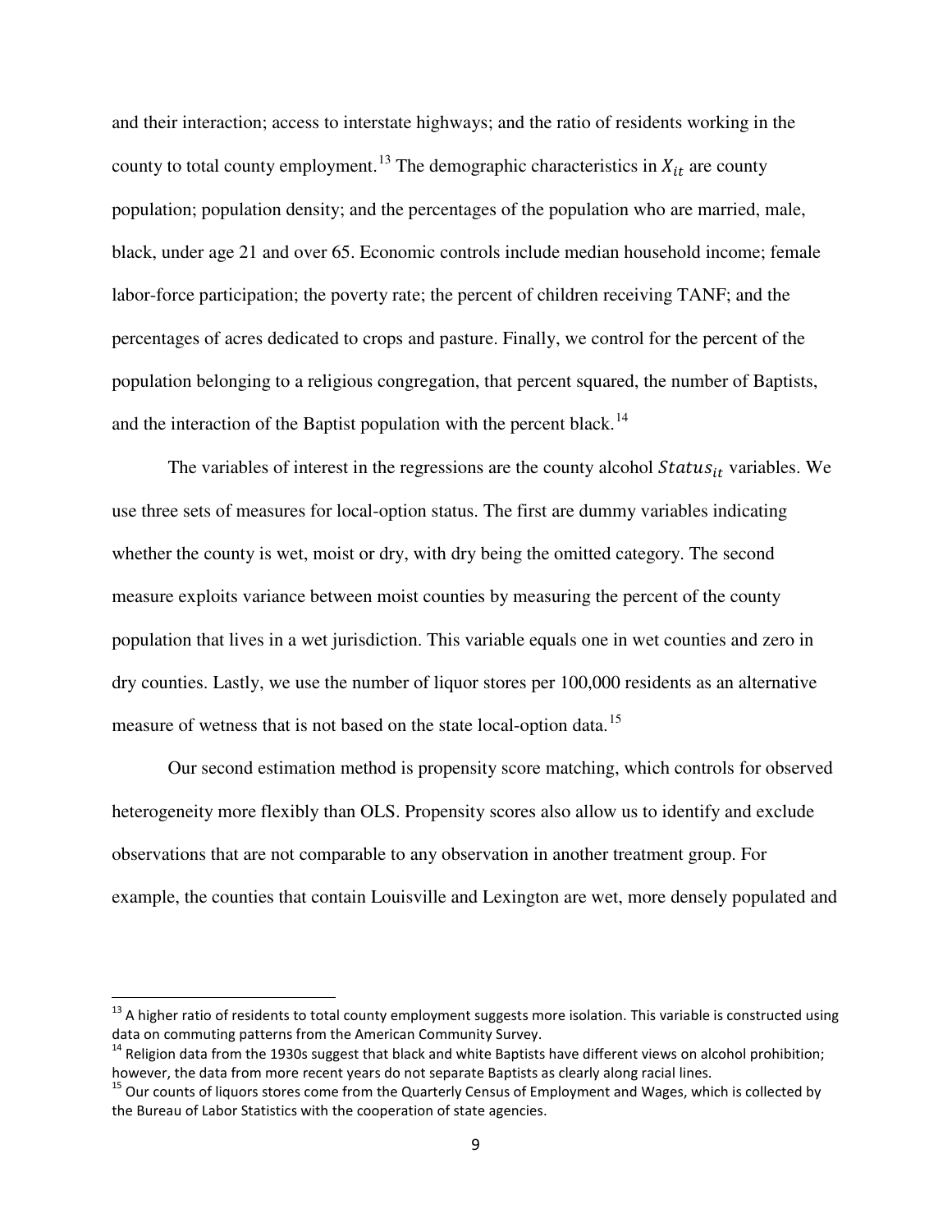and their interaction; access to interstate highways; and the ratio of residents working in the county to total county employment.[13] The demographic characteristics in $X_{it}$ are county population; population density; and the percentages of the population who are married, male, black, under age 21 and over 65. Economic controls include median household income; female labor-force participation; the poverty rate; the percent of children receiving TANF; and the percentages of acres dedicated to crops and pasture. Finally, we control for the percent of the population belonging to a religious congregation, that percent squared, the number of Baptists, and the interaction of the Baptist population with the percent black.[14]

The variables of interest in the regressions are the county alcohol $Status_{it}$ variables. We use three sets of measures for local-option status. The first are dummy variables indicating whether the county is wet, moist or dry, with dry being the omitted category. The second measure exploits variance between moist counties by measuring the percent of the county population that lives in a wet jurisdiction. This variable equals one in wet counties and zero in dry counties. Lastly, we use the number of liquor stores per 100,000 residents as an alternative measure of wetness that is not based on the state local-option data.[15]

Our second estimation method is propensity score matching, which controls for observed heterogeneity more flexibly than OLS. Propensity scores also allow us to identify and exclude observations that are not comparable to any observation in another treatment group. For example, the counties that contain Louisville and Lexington are wet, more densely populated and

---

[13] A higher ratio of residents to total county employment suggests more isolation. This variable is constructed using data on commuting patterns from the American Community Survey.

[14] Religion data from the 1930s suggest that black and white Baptists have different views on alcohol prohibition; however, the data from more recent years do not separate Baptists as clearly along racial lines.

[15] Our counts of liquors stores come from the Quarterly Census of Employment and Wages, which is collected by the Bureau of Labor Statistics with the cooperation of state agencies.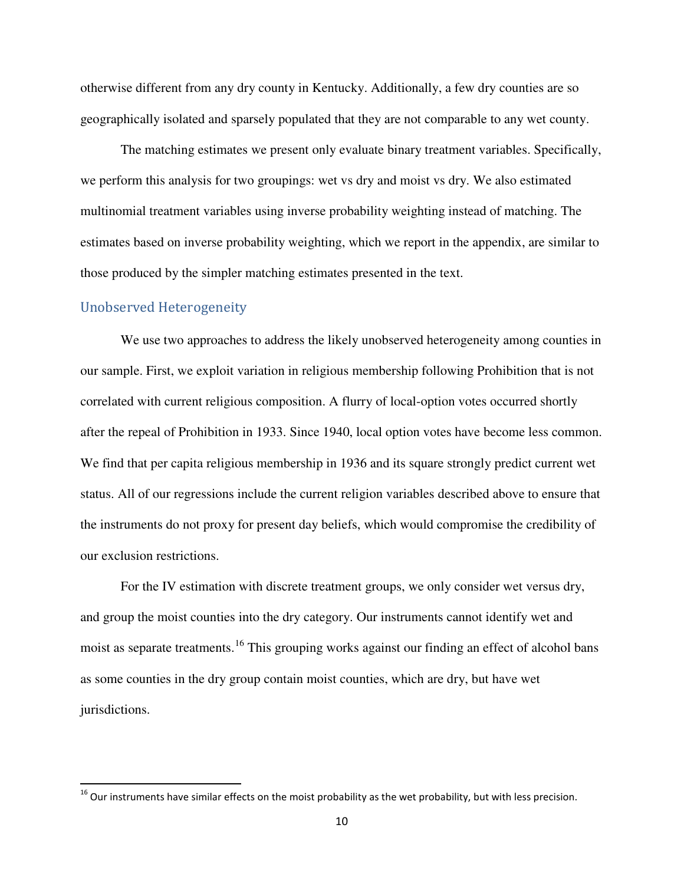otherwise different from any dry county in Kentucky. Additionally, a few dry counties are so geographically isolated and sparsely populated that they are not comparable to any wet county.

The matching estimates we present only evaluate binary treatment variables. Specifically, we perform this analysis for two groupings: wet vs dry and moist vs dry. We also estimated multinomial treatment variables using inverse probability weighting instead of matching. The estimates based on inverse probability weighting, which we report in the appendix, are similar to those produced by the simpler matching estimates presented in the text.

## Unobserved Heterogeneity

We use two approaches to address the likely unobserved heterogeneity among counties in our sample. First, we exploit variation in religious membership following Prohibition that is not correlated with current religious composition. A flurry of local-option votes occurred shortly after the repeal of Prohibition in 1933. Since 1940, local option votes have become less common. We find that per capita religious membership in 1936 and its square strongly predict current wet status. All of our regressions include the current religion variables described above to ensure that the instruments do not proxy for present day beliefs, which would compromise the credibility of our exclusion restrictions.

For the IV estimation with discrete treatment groups, we only consider wet versus dry, and group the moist counties into the dry category. Our instruments cannot identify wet and moist as separate treatments.[16] This grouping works against our finding an effect of alcohol bans as some counties in the dry group contain moist counties, which are dry, but have wet jurisdictions.

[16] Our instruments have similar effects on the moist probability as the wet probability, but with less precision.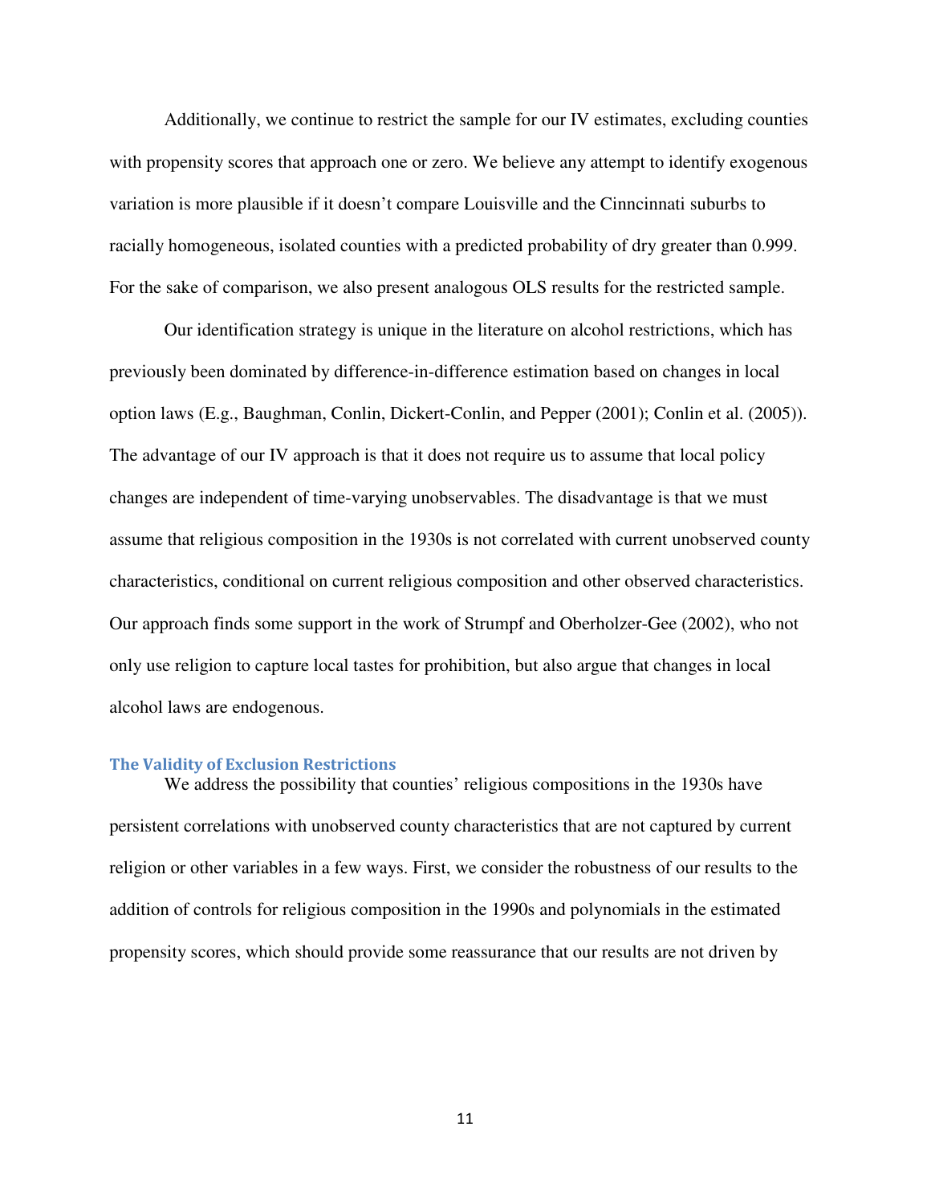Additionally, we continue to restrict the sample for our IV estimates, excluding counties with propensity scores that approach one or zero. We believe any attempt to identify exogenous variation is more plausible if it doesn't compare Louisville and the Cinncinnati suburbs to racially homogeneous, isolated counties with a predicted probability of dry greater than 0.999. For the sake of comparison, we also present analogous OLS results for the restricted sample.

Our identification strategy is unique in the literature on alcohol restrictions, which has previously been dominated by difference-in-difference estimation based on changes in local option laws (E.g., Baughman, Conlin, Dickert-Conlin, and Pepper (2001); Conlin et al. (2005)). The advantage of our IV approach is that it does not require us to assume that local policy changes are independent of time-varying unobservables. The disadvantage is that we must assume that religious composition in the 1930s is not correlated with current unobserved county characteristics, conditional on current religious composition and other observed characteristics. Our approach finds some support in the work of Strumpf and Oberholzer-Gee (2002), who not only use religion to capture local tastes for prohibition, but also argue that changes in local alcohol laws are endogenous.

### The Validity of Exclusion Restrictions

We address the possibility that counties' religious compositions in the 1930s have persistent correlations with unobserved county characteristics that are not captured by current religion or other variables in a few ways. First, we consider the robustness of our results to the addition of controls for religious composition in the 1990s and polynomials in the estimated propensity scores, which should provide some reassurance that our results are not driven by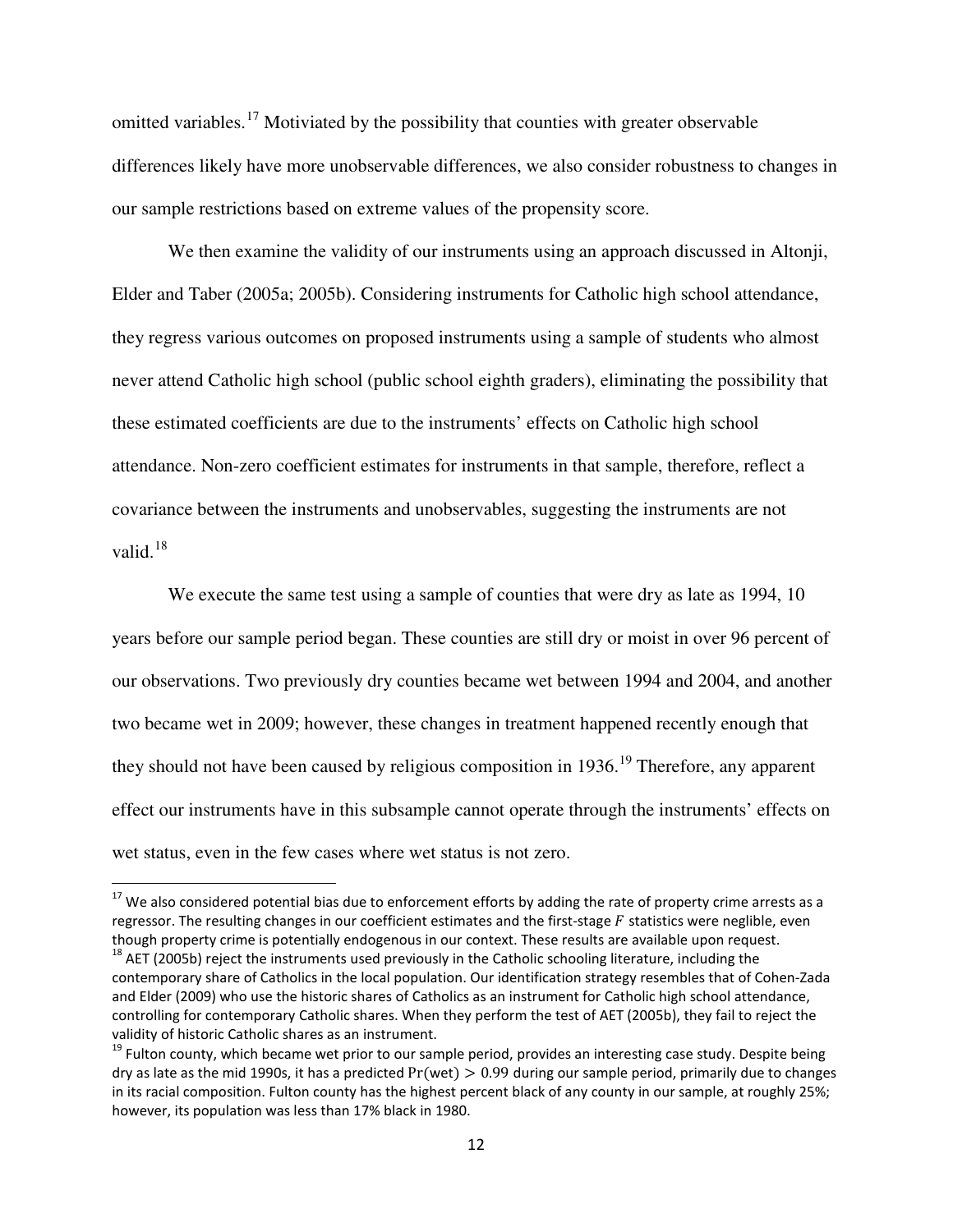omitted variables.[17] Motiviated by the possibility that counties with greater observable differences likely have more unobservable differences, we also consider robustness to changes in our sample restrictions based on extreme values of the propensity score.

We then examine the validity of our instruments using an approach discussed in Altonji, Elder and Taber (2005a; 2005b). Considering instruments for Catholic high school attendance, they regress various outcomes on proposed instruments using a sample of students who almost never attend Catholic high school (public school eighth graders), eliminating the possibility that these estimated coefficients are due to the instruments' effects on Catholic high school attendance. Non-zero coefficient estimates for instruments in that sample, therefore, reflect a covariance between the instruments and unobservables, suggesting the instruments are not valid.[18]

We execute the same test using a sample of counties that were dry as late as 1994, 10 years before our sample period began. These counties are still dry or moist in over 96 percent of our observations. Two previously dry counties became wet between 1994 and 2004, and another two became wet in 2009; however, these changes in treatment happened recently enough that they should not have been caused by religious composition in 1936.[19] Therefore, any apparent effect our instruments have in this subsample cannot operate through the instruments' effects on wet status, even in the few cases where wet status is not zero.

---

[17] We also considered potential bias due to enforcement efforts by adding the rate of property crime arrests as a regressor. The resulting changes in our coefficient estimates and the first-stage $F$ statistics were neglible, even though property crime is potentially endogenous in our context. These results are available upon request.

[18] AET (2005b) reject the instruments used previously in the Catholic schooling literature, including the contemporary share of Catholics in the local population. Our identification strategy resembles that of Cohen-Zada and Elder (2009) who use the historic shares of Catholics as an instrument for Catholic high school attendance, controlling for contemporary Catholic shares. When they perform the test of AET (2005b), they fail to reject the validity of historic Catholic shares as an instrument.

[19] Fulton county, which became wet prior to our sample period, provides an interesting case study. Despite being dry as late as the mid 1990s, it has a predicted $\Pr(\text{wet}) > 0.99$ during our sample period, primarily due to changes in its racial composition. Fulton county has the highest percent black of any county in our sample, at roughly 25%; however, its population was less than 17% black in 1980.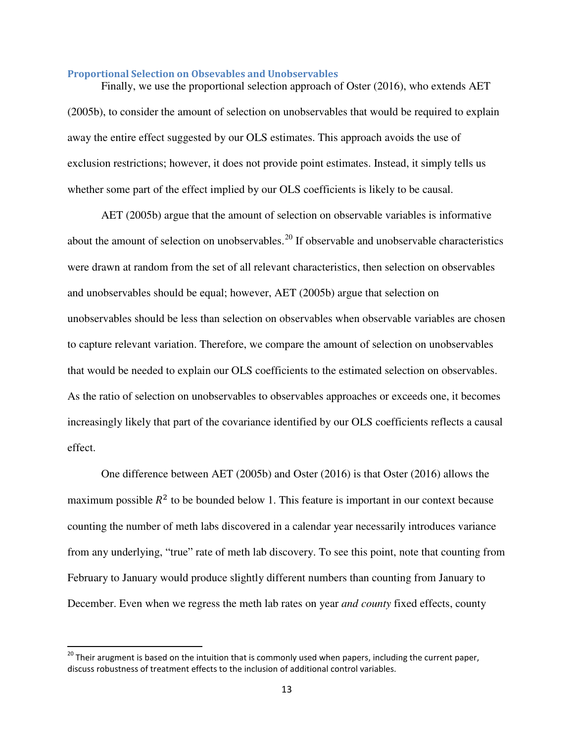### Proportional Selection on Obsevables and Unobservables

Finally, we use the proportional selection approach of Oster (2016), who extends AET (2005b), to consider the amount of selection on unobservables that would be required to explain away the entire effect suggested by our OLS estimates. This approach avoids the use of exclusion restrictions; however, it does not provide point estimates. Instead, it simply tells us whether some part of the effect implied by our OLS coefficients is likely to be causal.

AET (2005b) argue that the amount of selection on observable variables is informative about the amount of selection on unobservables.[20] If observable and unobservable characteristics were drawn at random from the set of all relevant characteristics, then selection on observables and unobservables should be equal; however, AET (2005b) argue that selection on unobservables should be less than selection on observables when observable variables are chosen to capture relevant variation. Therefore, we compare the amount of selection on unobservables that would be needed to explain our OLS coefficients to the estimated selection on observables. As the ratio of selection on unobservables to observables approaches or exceeds one, it becomes increasingly likely that part of the covariance identified by our OLS coefficients reflects a causal effect.

One difference between AET (2005b) and Oster (2016) is that Oster (2016) allows the maximum possible $R^2$ to be bounded below 1. This feature is important in our context because counting the number of meth labs discovered in a calendar year necessarily introduces variance from any underlying, "true" rate of meth lab discovery. To see this point, note that counting from February to January would produce slightly different numbers than counting from January to December. Even when we regress the meth lab rates on year *and county* fixed effects, county

[20] Their arugment is based on the intuition that is commonly used when papers, including the current paper, discuss robustness of treatment effects to the inclusion of additional control variables.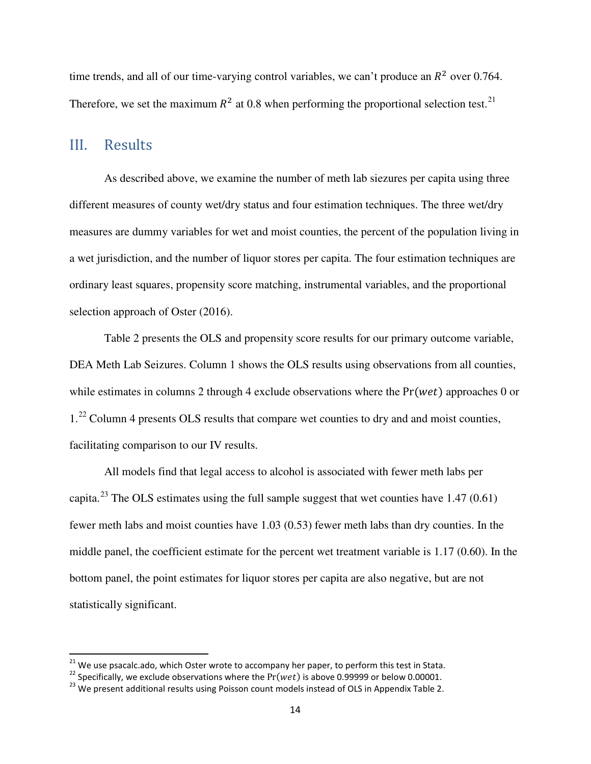time trends, and all of our time-varying control variables, we can't produce an $R^2$ over 0.764. Therefore, we set the maximum $R^2$ at 0.8 when performing the proportional selection test.[21]

## III. Results

As described above, we examine the number of meth lab siezures per capita using three different measures of county wet/dry status and four estimation techniques. The three wet/dry measures are dummy variables for wet and moist counties, the percent of the population living in a wet jurisdiction, and the number of liquor stores per capita. The four estimation techniques are ordinary least squares, propensity score matching, instrumental variables, and the proportional selection approach of Oster (2016).

Table 2 presents the OLS and propensity score results for our primary outcome variable, DEA Meth Lab Seizures. Column 1 shows the OLS results using observations from all counties, while estimates in columns 2 through 4 exclude observations where the $\Pr(wet)$ approaches 0 or 1.[22] Column 4 presents OLS results that compare wet counties to dry and and moist counties, facilitating comparison to our IV results.

All models find that legal access to alcohol is associated with fewer meth labs per capita.[23] The OLS estimates using the full sample suggest that wet counties have 1.47 (0.61) fewer meth labs and moist counties have 1.03 (0.53) fewer meth labs than dry counties. In the middle panel, the coefficient estimate for the percent wet treatment variable is 1.17 (0.60). In the bottom panel, the point estimates for liquor stores per capita are also negative, but are not statistically significant.

[21] We use psacalc.ado, which Oster wrote to accompany her paper, to perform this test in Stata.

[22] Specifically, we exclude observations where the $\Pr(wet)$ is above 0.99999 or below 0.00001.

[23] We present additional results using Poisson count models instead of OLS in Appendix Table 2.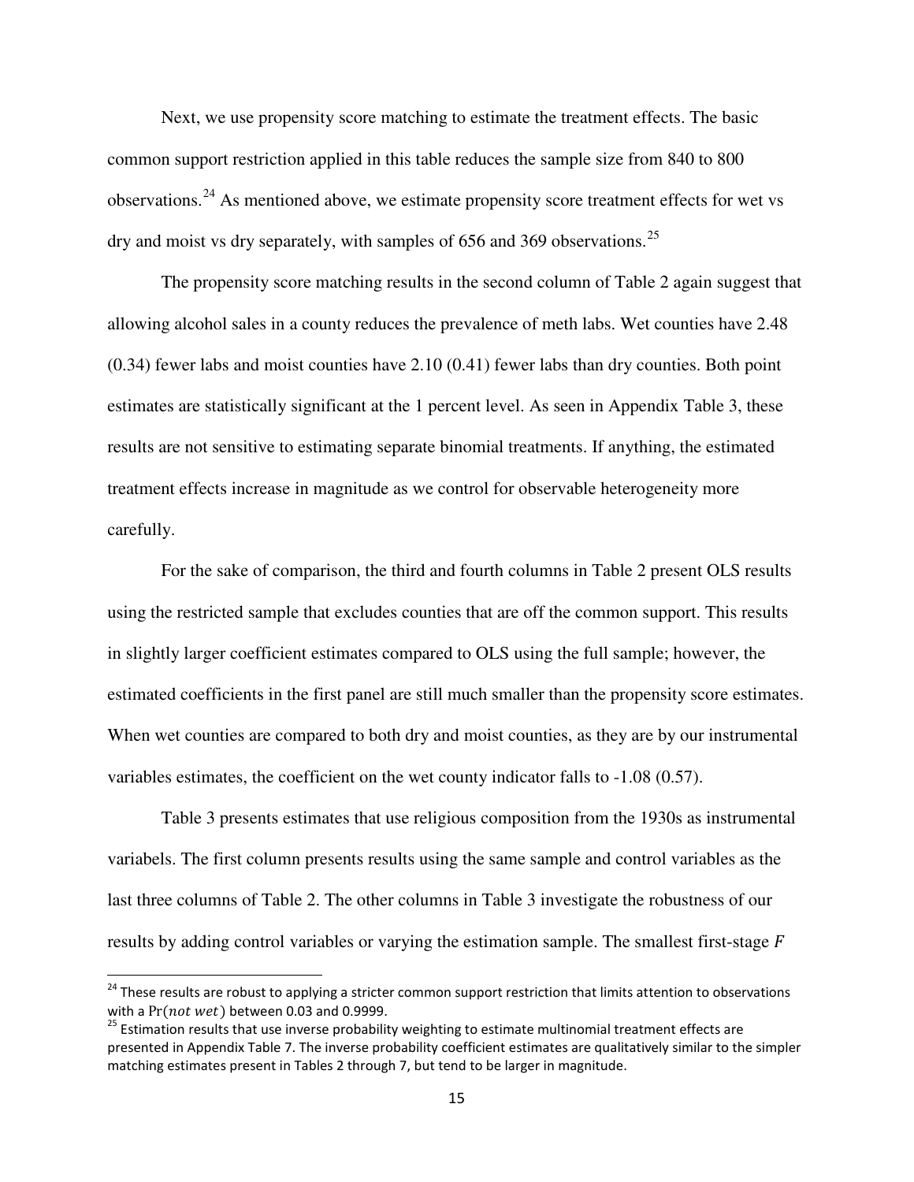Next, we use propensity score matching to estimate the treatment effects. The basic common support restriction applied in this table reduces the sample size from 840 to 800 observations.[24] As mentioned above, we estimate propensity score treatment effects for wet vs dry and moist vs dry separately, with samples of 656 and 369 observations.[25]

The propensity score matching results in the second column of Table 2 again suggest that allowing alcohol sales in a county reduces the prevalence of meth labs. Wet counties have 2.48 (0.34) fewer labs and moist counties have 2.10 (0.41) fewer labs than dry counties. Both point estimates are statistically significant at the 1 percent level. As seen in Appendix Table 3, these results are not sensitive to estimating separate binomial treatments. If anything, the estimated treatment effects increase in magnitude as we control for observable heterogeneity more carefully.

For the sake of comparison, the third and fourth columns in Table 2 present OLS results using the restricted sample that excludes counties that are off the common support. This results in slightly larger coefficient estimates compared to OLS using the full sample; however, the estimated coefficients in the first panel are still much smaller than the propensity score estimates. When wet counties are compared to both dry and moist counties, as they are by our instrumental variables estimates, the coefficient on the wet county indicator falls to -1.08 (0.57).

Table 3 presents estimates that use religious composition from the 1930s as instrumental variabels. The first column presents results using the same sample and control variables as the last three columns of Table 2. The other columns in Table 3 investigate the robustness of our results by adding control variables or varying the estimation sample. The smallest first-stage $F$

---

[24] These results are robust to applying a stricter common support restriction that limits attention to observations with a $\Pr(not\ wet)$ between 0.03 and 0.9999.

[25] Estimation results that use inverse probability weighting to estimate multinomial treatment effects are presented in Appendix Table 7. The inverse probability coefficient estimates are qualitatively similar to the simpler matching estimates present in Tables 2 through 7, but tend to be larger in magnitude.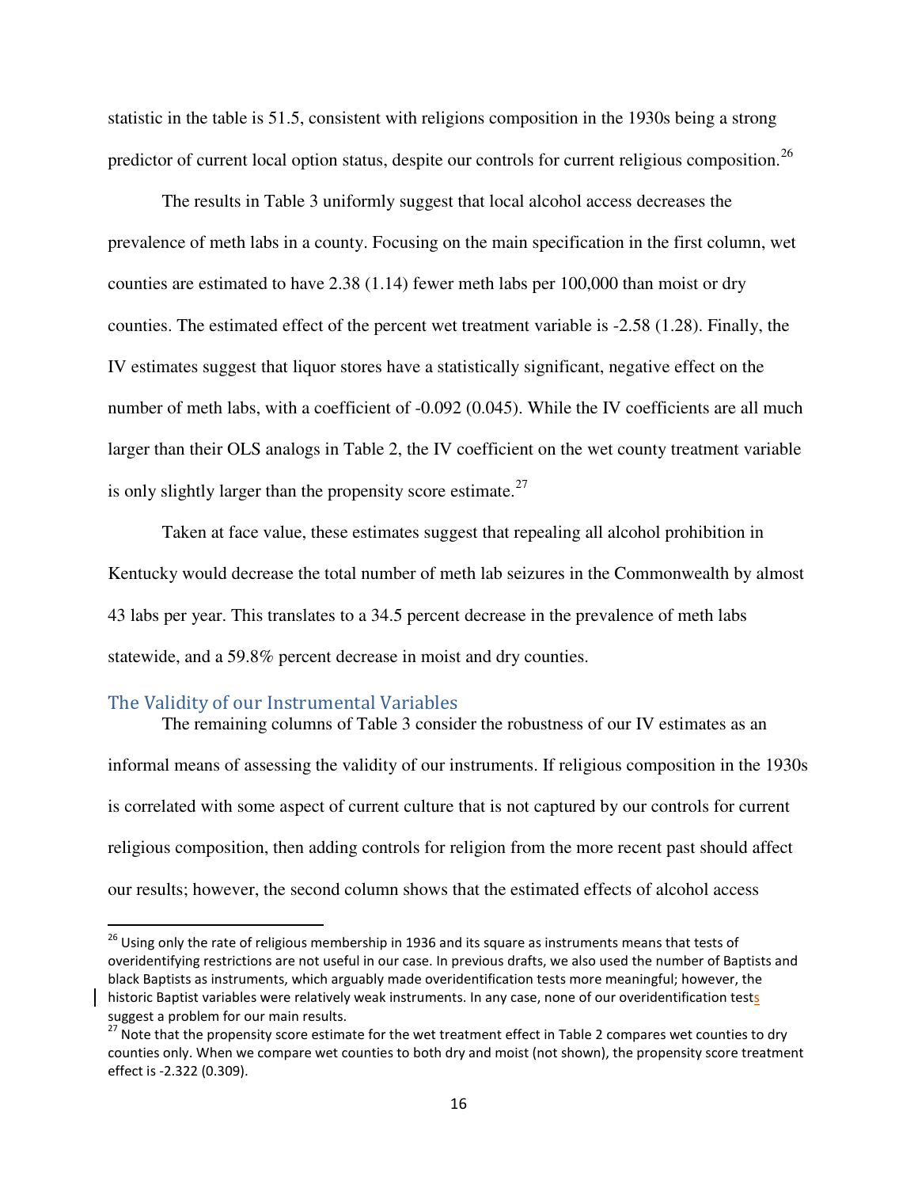statistic in the table is 51.5, consistent with religions composition in the 1930s being a strong predictor of current local option status, despite our controls for current religious composition.[26]

The results in Table 3 uniformly suggest that local alcohol access decreases the prevalence of meth labs in a county. Focusing on the main specification in the first column, wet counties are estimated to have 2.38 (1.14) fewer meth labs per 100,000 than moist or dry counties. The estimated effect of the percent wet treatment variable is -2.58 (1.28). Finally, the IV estimates suggest that liquor stores have a statistically significant, negative effect on the number of meth labs, with a coefficient of -0.092 (0.045). While the IV coefficients are all much larger than their OLS analogs in Table 2, the IV coefficient on the wet county treatment variable is only slightly larger than the propensity score estimate.[27]

Taken at face value, these estimates suggest that repealing all alcohol prohibition in Kentucky would decrease the total number of meth lab seizures in the Commonwealth by almost 43 labs per year. This translates to a 34.5 percent decrease in the prevalence of meth labs statewide, and a 59.8% percent decrease in moist and dry counties.

## The Validity of our Instrumental Variables

The remaining columns of Table 3 consider the robustness of our IV estimates as an informal means of assessing the validity of our instruments. If religious composition in the 1930s is correlated with some aspect of current culture that is not captured by our controls for current religious composition, then adding controls for religion from the more recent past should affect our results; however, the second column shows that the estimated effects of alcohol access

---

[26] Using only the rate of religious membership in 1936 and its square as instruments means that tests of overidentifying restrictions are not useful in our case. In previous drafts, we also used the number of Baptists and black Baptists as instruments, which arguably made overidentification tests more meaningful; however, the historic Baptist variables were relatively weak instruments. In any case, none of our overidentification tests suggest a problem for our main results.

[27] Note that the propensity score estimate for the wet treatment effect in Table 2 compares wet counties to dry counties only. When we compare wet counties to both dry and moist (not shown), the propensity score treatment effect is -2.322 (0.309).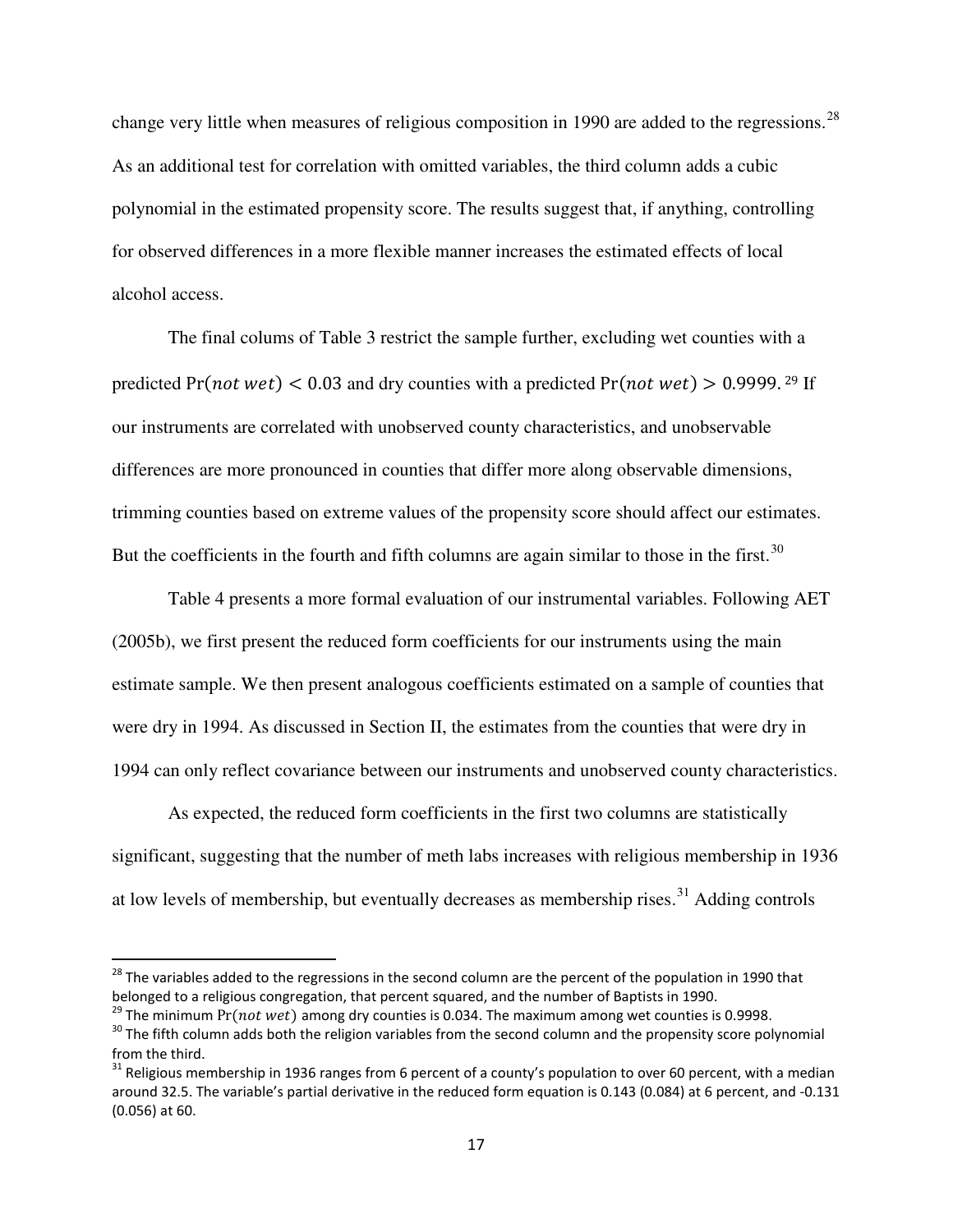change very little when measures of religious composition in 1990 are added to the regressions.[28] As an additional test for correlation with omitted variables, the third column adds a cubic polynomial in the estimated propensity score. The results suggest that, if anything, controlling for observed differences in a more flexible manner increases the estimated effects of local alcohol access.

The final colums of Table 3 restrict the sample further, excluding wet counties with a predicted $\Pr(not\ wet) < 0.03$ and dry counties with a predicted $\Pr(not\ wet) > 0.9999$.[29] If our instruments are correlated with unobserved county characteristics, and unobservable differences are more pronounced in counties that differ more along observable dimensions, trimming counties based on extreme values of the propensity score should affect our estimates. But the coefficients in the fourth and fifth columns are again similar to those in the first.[30]

Table 4 presents a more formal evaluation of our instrumental variables. Following AET (2005b), we first present the reduced form coefficients for our instruments using the main estimate sample. We then present analogous coefficients estimated on a sample of counties that were dry in 1994. As discussed in Section II, the estimates from the counties that were dry in 1994 can only reflect covariance between our instruments and unobserved county characteristics.

As expected, the reduced form coefficients in the first two columns are statistically significant, suggesting that the number of meth labs increases with religious membership in 1936 at low levels of membership, but eventually decreases as membership rises.[31] Adding controls

---

[28] The variables added to the regressions in the second column are the percent of the population in 1990 that belonged to a religious congregation, that percent squared, and the number of Baptists in 1990.

[29] The minimum $\Pr(not\ wet)$ among dry counties is 0.034. The maximum among wet counties is 0.9998.

[30] The fifth column adds both the religion variables from the second column and the propensity score polynomial from the third.

[31] Religious membership in 1936 ranges from 6 percent of a county's population to over 60 percent, with a median around 32.5. The variable's partial derivative in the reduced form equation is 0.143 (0.084) at 6 percent, and -0.131 (0.056) at 60.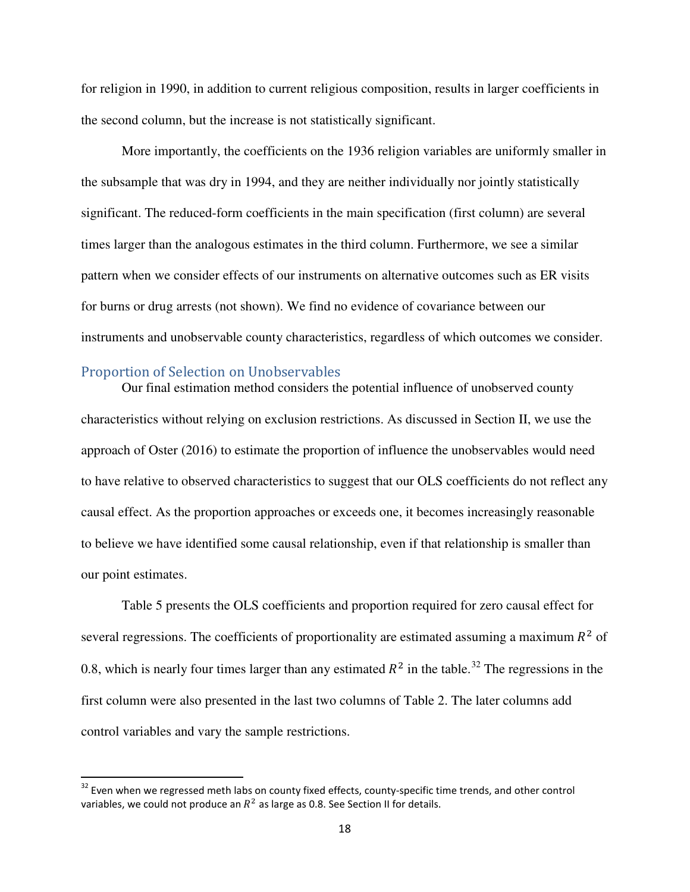for religion in 1990, in addition to current religious composition, results in larger coefficients in the second column, but the increase is not statistically significant.

More importantly, the coefficients on the 1936 religion variables are uniformly smaller in the subsample that was dry in 1994, and they are neither individually nor jointly statistically significant. The reduced-form coefficients in the main specification (first column) are several times larger than the analogous estimates in the third column. Furthermore, we see a similar pattern when we consider effects of our instruments on alternative outcomes such as ER visits for burns or drug arrests (not shown). We find no evidence of covariance between our instruments and unobservable county characteristics, regardless of which outcomes we consider.

## Proportion of Selection on Unobservables

Our final estimation method considers the potential influence of unobserved county characteristics without relying on exclusion restrictions. As discussed in Section II, we use the approach of Oster (2016) to estimate the proportion of influence the unobservables would need to have relative to observed characteristics to suggest that our OLS coefficients do not reflect any causal effect. As the proportion approaches or exceeds one, it becomes increasingly reasonable to believe we have identified some causal relationship, even if that relationship is smaller than our point estimates.

Table 5 presents the OLS coefficients and proportion required for zero causal effect for several regressions. The coefficients of proportionality are estimated assuming a maximum $R^2$ of 0.8, which is nearly four times larger than any estimated $R^2$ in the table.[32] The regressions in the first column were also presented in the last two columns of Table 2. The later columns add control variables and vary the sample restrictions.

[32] Even when we regressed meth labs on county fixed effects, county-specific time trends, and other control variables, we could not produce an $R^2$ as large as 0.8. See Section II for details.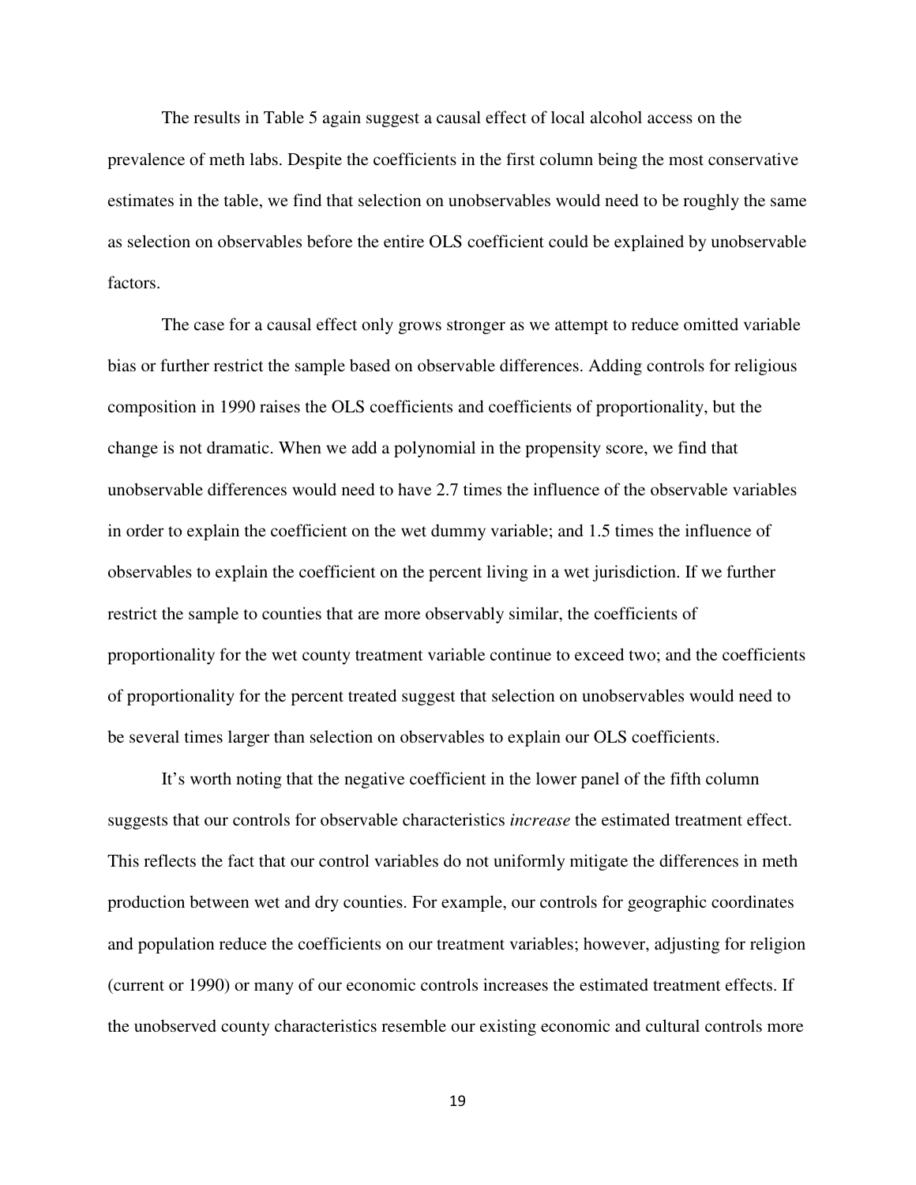The results in Table 5 again suggest a causal effect of local alcohol access on the prevalence of meth labs. Despite the coefficients in the first column being the most conservative estimates in the table, we find that selection on unobservables would need to be roughly the same as selection on observables before the entire OLS coefficient could be explained by unobservable factors.

The case for a causal effect only grows stronger as we attempt to reduce omitted variable bias or further restrict the sample based on observable differences. Adding controls for religious composition in 1990 raises the OLS coefficients and coefficients of proportionality, but the change is not dramatic. When we add a polynomial in the propensity score, we find that unobservable differences would need to have 2.7 times the influence of the observable variables in order to explain the coefficient on the wet dummy variable; and 1.5 times the influence of observables to explain the coefficient on the percent living in a wet jurisdiction. If we further restrict the sample to counties that are more observably similar, the coefficients of proportionality for the wet county treatment variable continue to exceed two; and the coefficients of proportionality for the percent treated suggest that selection on unobservables would need to be several times larger than selection on observables to explain our OLS coefficients.

It's worth noting that the negative coefficient in the lower panel of the fifth column suggests that our controls for observable characteristics *increase* the estimated treatment effect. This reflects the fact that our control variables do not uniformly mitigate the differences in meth production between wet and dry counties. For example, our controls for geographic coordinates and population reduce the coefficients on our treatment variables; however, adjusting for religion (current or 1990) or many of our economic controls increases the estimated treatment effects. If the unobserved county characteristics resemble our existing economic and cultural controls more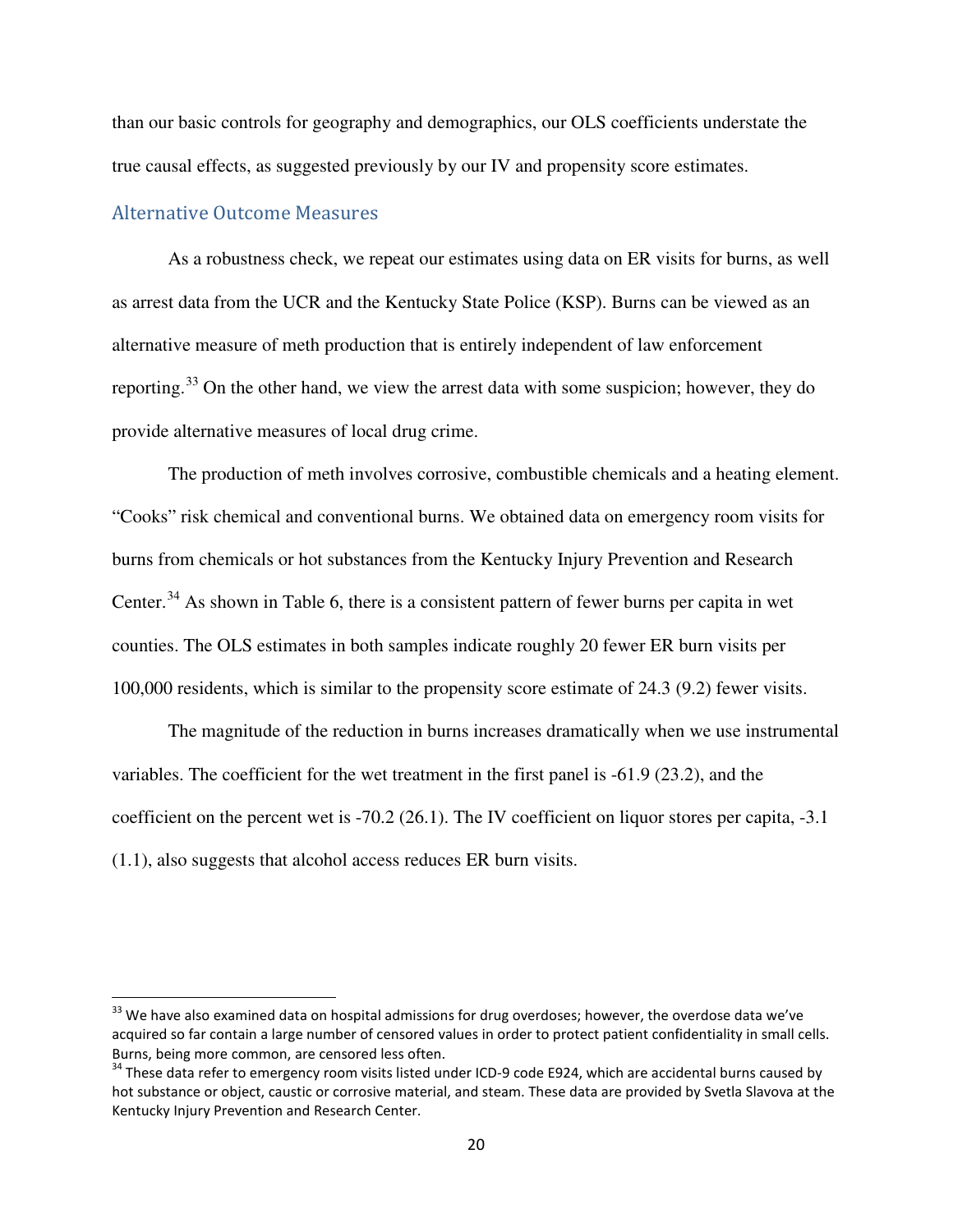than our basic controls for geography and demographics, our OLS coefficients understate the true causal effects, as suggested previously by our IV and propensity score estimates.

## Alternative Outcome Measures

As a robustness check, we repeat our estimates using data on ER visits for burns, as well as arrest data from the UCR and the Kentucky State Police (KSP). Burns can be viewed as an alternative measure of meth production that is entirely independent of law enforcement reporting.[33] On the other hand, we view the arrest data with some suspicion; however, they do provide alternative measures of local drug crime.

The production of meth involves corrosive, combustible chemicals and a heating element. "Cooks" risk chemical and conventional burns. We obtained data on emergency room visits for burns from chemicals or hot substances from the Kentucky Injury Prevention and Research Center.[34] As shown in Table 6, there is a consistent pattern of fewer burns per capita in wet counties. The OLS estimates in both samples indicate roughly 20 fewer ER burn visits per 100,000 residents, which is similar to the propensity score estimate of 24.3 (9.2) fewer visits.

The magnitude of the reduction in burns increases dramatically when we use instrumental variables. The coefficient for the wet treatment in the first panel is -61.9 (23.2), and the coefficient on the percent wet is -70.2 (26.1). The IV coefficient on liquor stores per capita, -3.1 (1.1), also suggests that alcohol access reduces ER burn visits.

[33] We have also examined data on hospital admissions for drug overdoses; however, the overdose data we've acquired so far contain a large number of censored values in order to protect patient confidentiality in small cells. Burns, being more common, are censored less often.

[34] These data refer to emergency room visits listed under ICD-9 code E924, which are accidental burns caused by hot substance or object, caustic or corrosive material, and steam. These data are provided by Svetla Slavova at the Kentucky Injury Prevention and Research Center.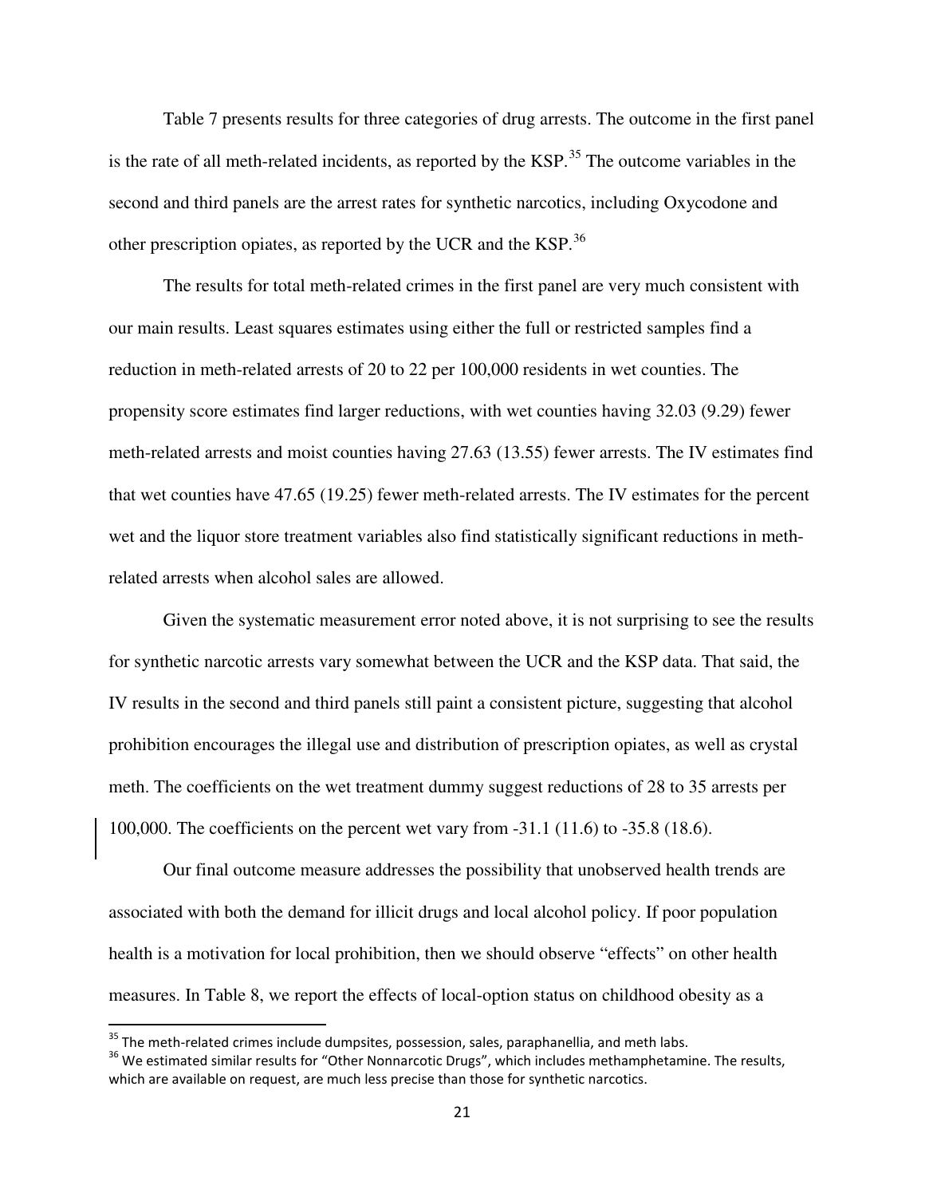Table 7 presents results for three categories of drug arrests. The outcome in the first panel is the rate of all meth-related incidents, as reported by the KSP.[35] The outcome variables in the second and third panels are the arrest rates for synthetic narcotics, including Oxycodone and other prescription opiates, as reported by the UCR and the KSP.[36]

The results for total meth-related crimes in the first panel are very much consistent with our main results. Least squares estimates using either the full or restricted samples find a reduction in meth-related arrests of 20 to 22 per 100,000 residents in wet counties. The propensity score estimates find larger reductions, with wet counties having 32.03 (9.29) fewer meth-related arrests and moist counties having 27.63 (13.55) fewer arrests. The IV estimates find that wet counties have 47.65 (19.25) fewer meth-related arrests. The IV estimates for the percent wet and the liquor store treatment variables also find statistically significant reductions in meth-related arrests when alcohol sales are allowed.

Given the systematic measurement error noted above, it is not surprising to see the results for synthetic narcotic arrests vary somewhat between the UCR and the KSP data. That said, the IV results in the second and third panels still paint a consistent picture, suggesting that alcohol prohibition encourages the illegal use and distribution of prescription opiates, as well as crystal meth. The coefficients on the wet treatment dummy suggest reductions of 28 to 35 arrests per 100,000. The coefficients on the percent wet vary from -31.1 (11.6) to -35.8 (18.6).

Our final outcome measure addresses the possibility that unobserved health trends are associated with both the demand for illicit drugs and local alcohol policy. If poor population health is a motivation for local prohibition, then we should observe "effects" on other health measures. In Table 8, we report the effects of local-option status on childhood obesity as a

---

[35] The meth-related crimes include dumpsites, possession, sales, paraphanellia, and meth labs.

[36] We estimated similar results for "Other Nonnarcotic Drugs", which includes methamphetamine. The results, which are available on request, are much less precise than those for synthetic narcotics.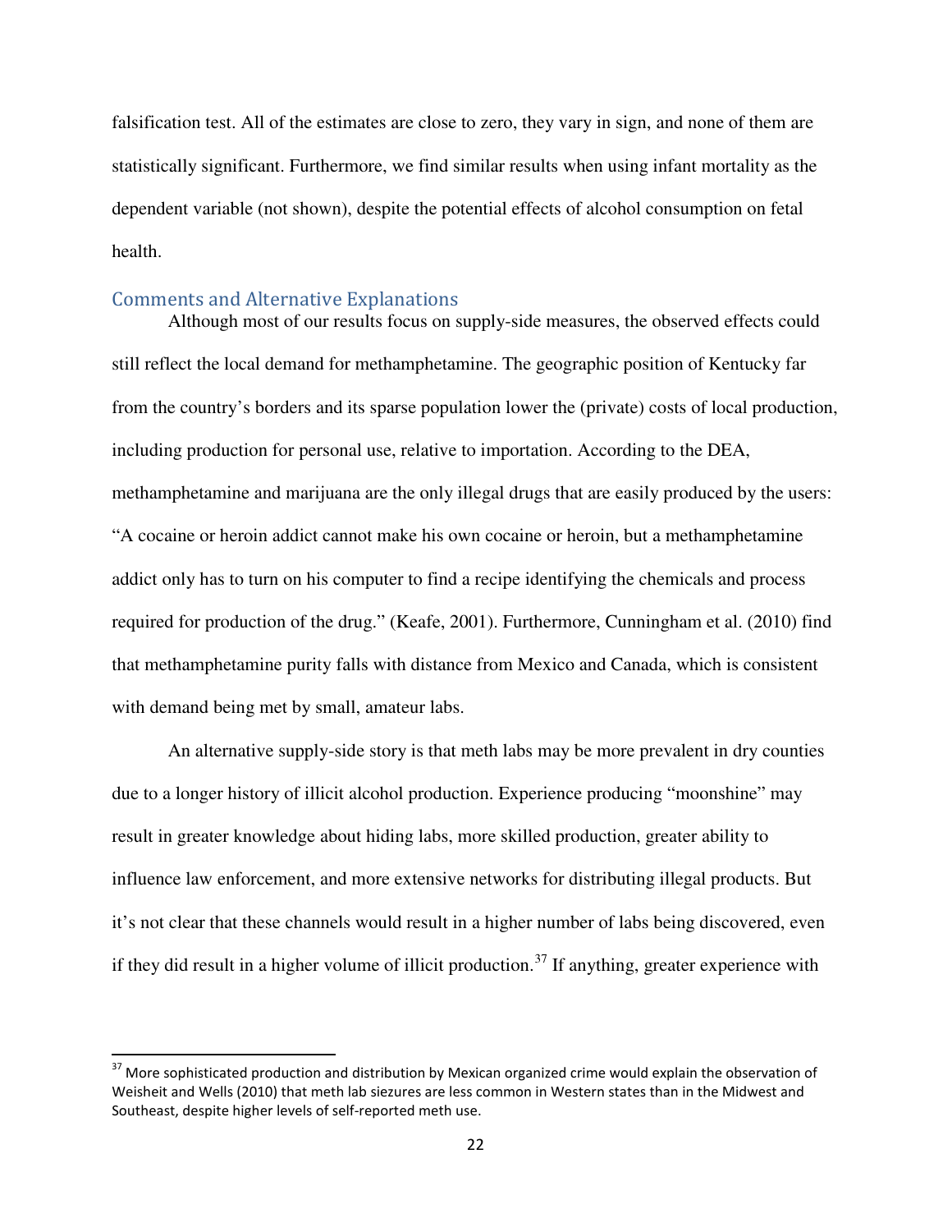falsification test. All of the estimates are close to zero, they vary in sign, and none of them are statistically significant. Furthermore, we find similar results when using infant mortality as the dependent variable (not shown), despite the potential effects of alcohol consumption on fetal health.

## Comments and Alternative Explanations

Although most of our results focus on supply-side measures, the observed effects could still reflect the local demand for methamphetamine. The geographic position of Kentucky far from the country's borders and its sparse population lower the (private) costs of local production, including production for personal use, relative to importation. According to the DEA, methamphetamine and marijuana are the only illegal drugs that are easily produced by the users: "A cocaine or heroin addict cannot make his own cocaine or heroin, but a methamphetamine addict only has to turn on his computer to find a recipe identifying the chemicals and process required for production of the drug." (Keafe, 2001). Furthermore, Cunningham et al. (2010) find that methamphetamine purity falls with distance from Mexico and Canada, which is consistent with demand being met by small, amateur labs.

An alternative supply-side story is that meth labs may be more prevalent in dry counties due to a longer history of illicit alcohol production. Experience producing "moonshine" may result in greater knowledge about hiding labs, more skilled production, greater ability to influence law enforcement, and more extensive networks for distributing illegal products. But it's not clear that these channels would result in a higher number of labs being discovered, even if they did result in a higher volume of illicit production.[37] If anything, greater experience with

[37] More sophisticated production and distribution by Mexican organized crime would explain the observation of Weisheit and Wells (2010) that meth lab siezures are less common in Western states than in the Midwest and Southeast, despite higher levels of self-reported meth use.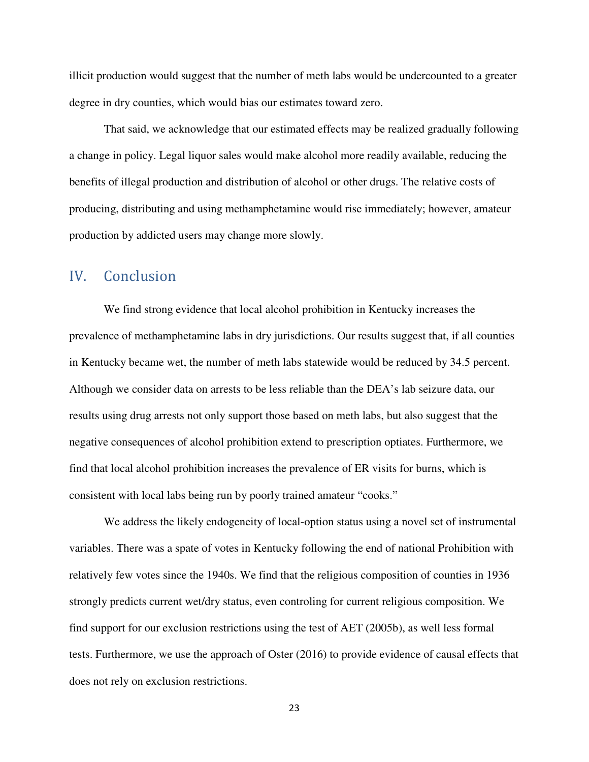illicit production would suggest that the number of meth labs would be undercounted to a greater degree in dry counties, which would bias our estimates toward zero.

That said, we acknowledge that our estimated effects may be realized gradually following a change in policy. Legal liquor sales would make alcohol more readily available, reducing the benefits of illegal production and distribution of alcohol or other drugs. The relative costs of producing, distributing and using methamphetamine would rise immediately; however, amateur production by addicted users may change more slowly.

## IV. Conclusion

We find strong evidence that local alcohol prohibition in Kentucky increases the prevalence of methamphetamine labs in dry jurisdictions. Our results suggest that, if all counties in Kentucky became wet, the number of meth labs statewide would be reduced by 34.5 percent. Although we consider data on arrests to be less reliable than the DEA's lab seizure data, our results using drug arrests not only support those based on meth labs, but also suggest that the negative consequences of alcohol prohibition extend to prescription optiates. Furthermore, we find that local alcohol prohibition increases the prevalence of ER visits for burns, which is consistent with local labs being run by poorly trained amateur "cooks."

We address the likely endogeneity of local-option status using a novel set of instrumental variables. There was a spate of votes in Kentucky following the end of national Prohibition with relatively few votes since the 1940s. We find that the religious composition of counties in 1936 strongly predicts current wet/dry status, even controling for current religious composition. We find support for our exclusion restrictions using the test of AET (2005b), as well less formal tests. Furthermore, we use the approach of Oster (2016) to provide evidence of causal effects that does not rely on exclusion restrictions.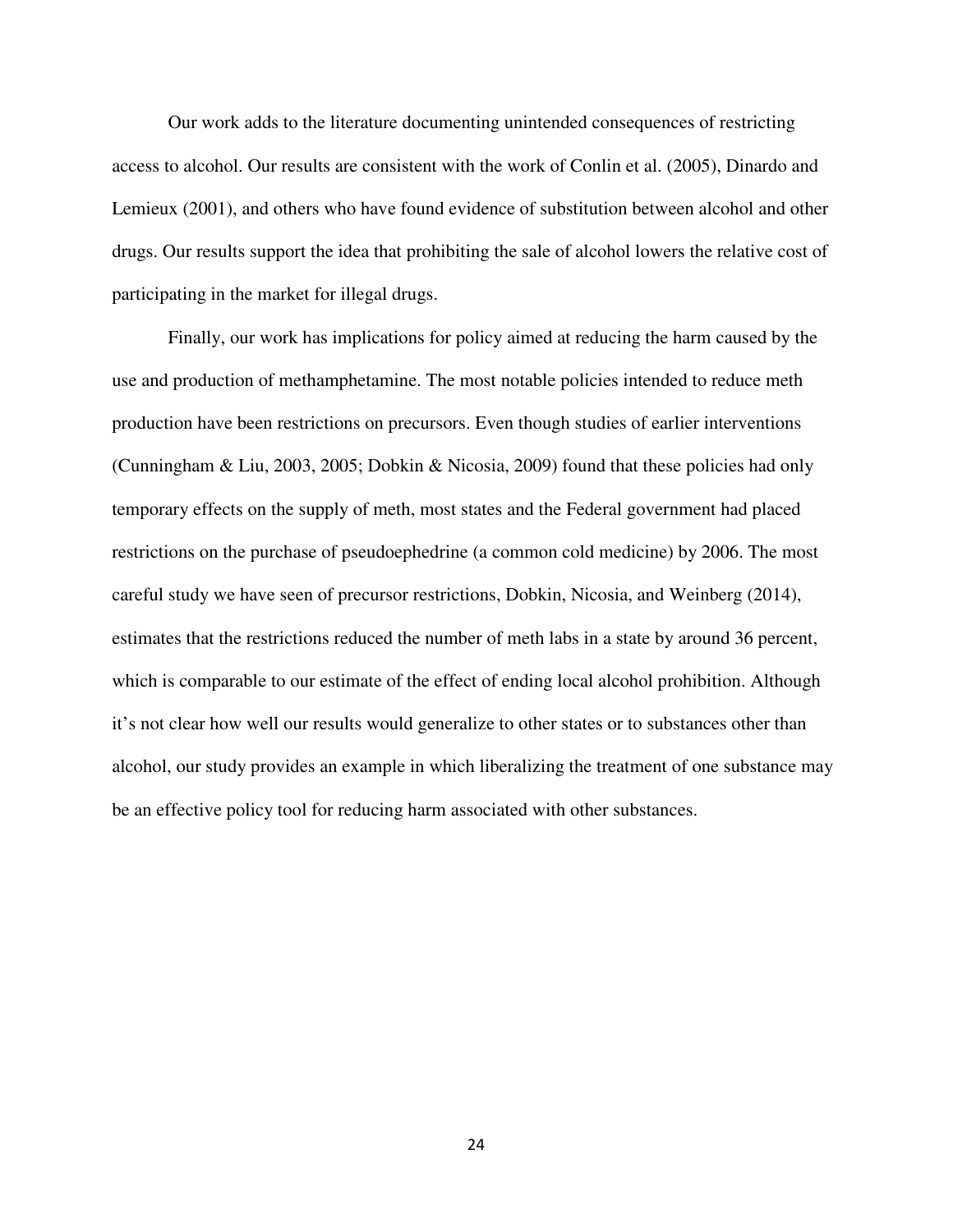Our work adds to the literature documenting unintended consequences of restricting access to alcohol. Our results are consistent with the work of Conlin et al. (2005), Dinardo and Lemieux (2001), and others who have found evidence of substitution between alcohol and other drugs. Our results support the idea that prohibiting the sale of alcohol lowers the relative cost of participating in the market for illegal drugs.

Finally, our work has implications for policy aimed at reducing the harm caused by the use and production of methamphetamine. The most notable policies intended to reduce meth production have been restrictions on precursors. Even though studies of earlier interventions (Cunningham & Liu, 2003, 2005; Dobkin & Nicosia, 2009) found that these policies had only temporary effects on the supply of meth, most states and the Federal government had placed restrictions on the purchase of pseudoephedrine (a common cold medicine) by 2006. The most careful study we have seen of precursor restrictions, Dobkin, Nicosia, and Weinberg (2014), estimates that the restrictions reduced the number of meth labs in a state by around 36 percent, which is comparable to our estimate of the effect of ending local alcohol prohibition. Although it's not clear how well our results would generalize to other states or to substances other than alcohol, our study provides an example in which liberalizing the treatment of one substance may be an effective policy tool for reducing harm associated with other substances.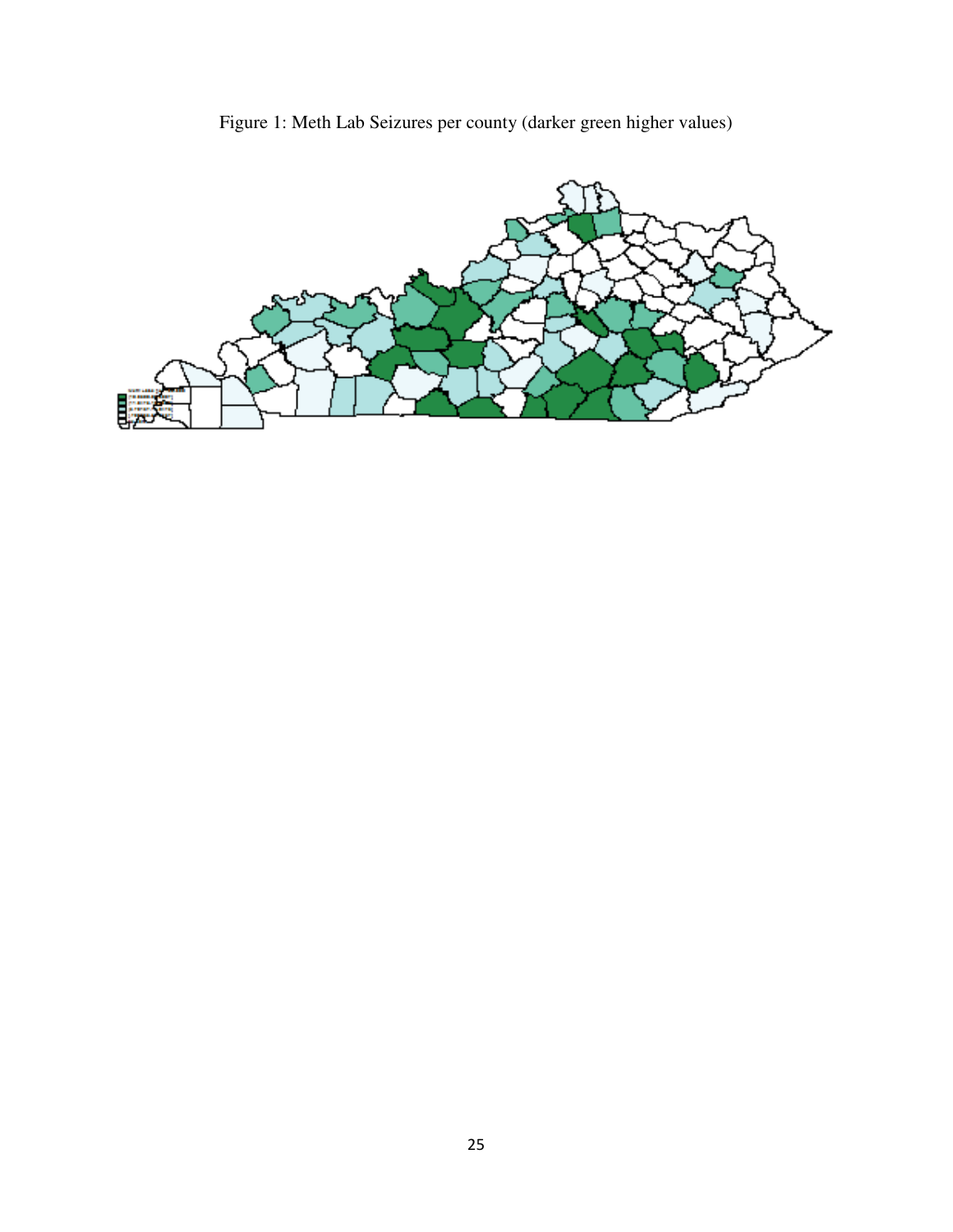Figure 1: Meth Lab Seizures per county (darker green higher values)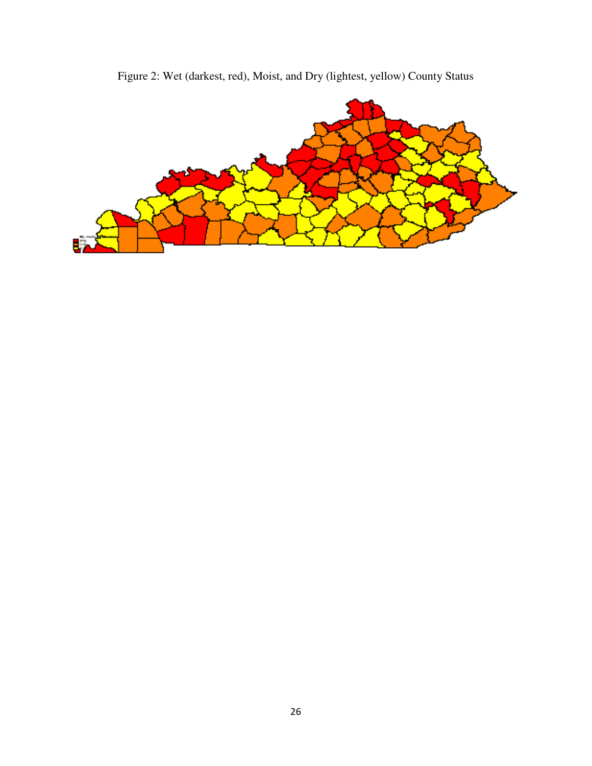Figure 2: Wet (darkest, red), Moist, and Dry (lightest, yellow) County Status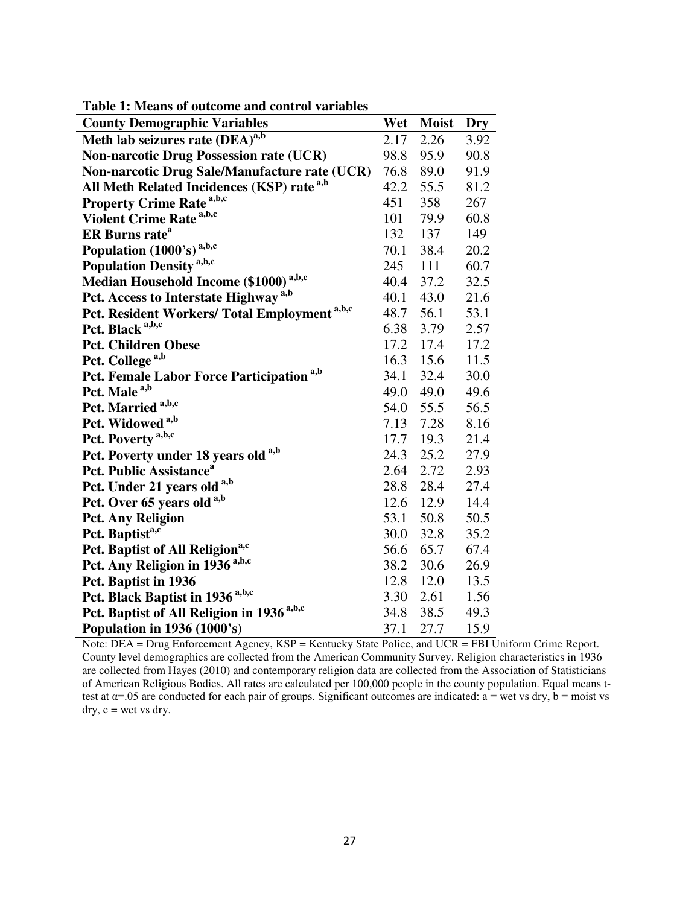**Table 1: Means of outcome and control variables**

| County Demographic Variables | Wet | Moist | Dry |
|---|---|---|---|
| **Meth lab seizures rate (DEA)[a,b]** | 2.17 | 2.26 | 3.92 |
| **Non-narcotic Drug Possession rate (UCR)** | 98.8 | 95.9 | 90.8 |
| **Non-narcotic Drug Sale/Manufacture rate (UCR)** | 76.8 | 89.0 | 91.9 |
| **All Meth Related Incidences (KSP) rate [a,b]** | 42.2 | 55.5 | 81.2 |
| **Property Crime Rate [a,b,c]** | 451 | 358 | 267 |
| **Violent Crime Rate [a,b,c]** | 101 | 79.9 | 60.8 |
| **ER Burns rate[a]** | 132 | 137 | 149 |
| **Population (1000's) [a,b,c]** | 70.1 | 38.4 | 20.2 |
| **Population Density [a,b,c]** | 245 | 111 | 60.7 |
| **Median Household Income ($1000) [a,b,c]** | 40.4 | 37.2 | 32.5 |
| **Pct. Access to Interstate Highway [a,b]** | 40.1 | 43.0 | 21.6 |
| **Pct. Resident Workers/ Total Employment [a,b,c]** | 48.7 | 56.1 | 53.1 |
| **Pct. Black [a,b,c]** | 6.38 | 3.79 | 2.57 |
| **Pct. Children Obese** | 17.2 | 17.4 | 17.2 |
| **Pct. College [a,b]** | 16.3 | 15.6 | 11.5 |
| **Pct. Female Labor Force Participation [a,b]** | 34.1 | 32.4 | 30.0 |
| **Pct. Male [a,b]** | 49.0 | 49.0 | 49.6 |
| **Pct. Married [a,b,c]** | 54.0 | 55.5 | 56.5 |
| **Pct. Widowed [a,b]** | 7.13 | 7.28 | 8.16 |
| **Pct. Poverty [a,b,c]** | 17.7 | 19.3 | 21.4 |
| **Pct. Poverty under 18 years old [a,b]** | 24.3 | 25.2 | 27.9 |
| **Pct. Public Assistance[a]** | 2.64 | 2.72 | 2.93 |
| **Pct. Under 21 years old [a,b]** | 28.8 | 28.4 | 27.4 |
| **Pct. Over 65 years old [a,b]** | 12.6 | 12.9 | 14.4 |
| **Pct. Any Religion** | 53.1 | 50.8 | 50.5 |
| **Pct. Baptist[a,c]** | 30.0 | 32.8 | 35.2 |
| **Pct. Baptist of All Religion[a,c]** | 56.6 | 65.7 | 67.4 |
| **Pct. Any Religion in 1936 [a,b,c]** | 38.2 | 30.6 | 26.9 |
| **Pct. Baptist in 1936** | 12.8 | 12.0 | 13.5 |
| **Pct. Black Baptist in 1936 [a,b,c]** | 3.30 | 2.61 | 1.56 |
| **Pct. Baptist of All Religion in 1936 [a,b,c]** | 34.8 | 38.5 | 49.3 |
| **Population in 1936 (1000's)** | 37.1 | 27.7 | 15.9 |

Note: DEA = Drug Enforcement Agency, KSP = Kentucky State Police, and UCR = FBI Uniform Crime Report. County level demographics are collected from the American Community Survey. Religion characteristics in 1936 are collected from Hayes (2010) and contemporary religion data are collected from the Association of Statisticians of American Religious Bodies. All rates are calculated per 100,000 people in the county population. Equal means t-test at $\alpha$=.05 are conducted for each pair of groups. Significant outcomes are indicated: a = wet vs dry, b = moist vs dry, c = wet vs dry.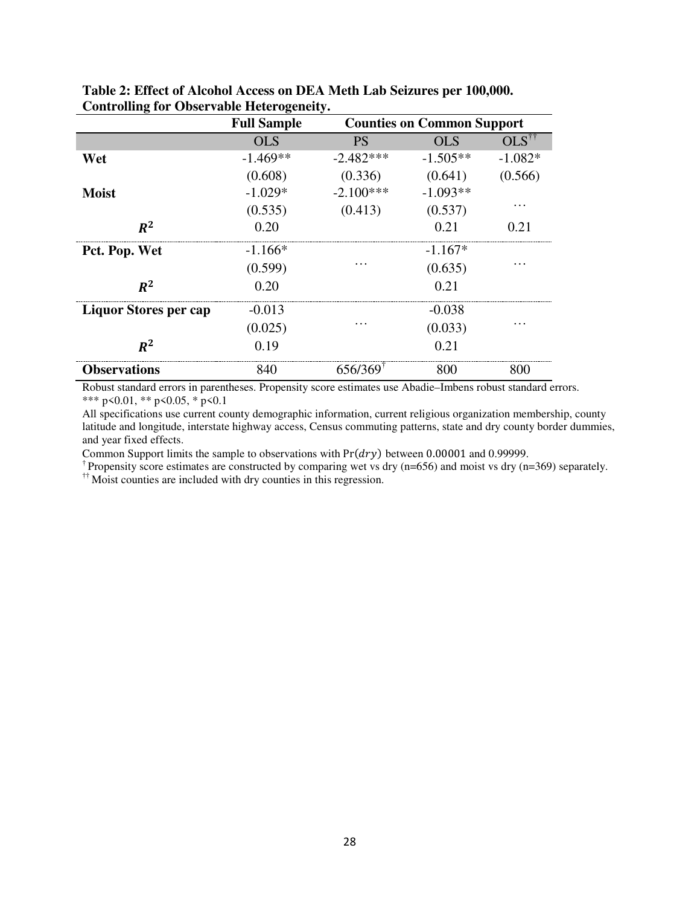**Table 2: Effect of Alcohol Access on DEA Meth Lab Seizures per 100,000. Controlling for Observable Heterogeneity.**

| | Full Sample | Counties on Common Support | | |
|---|---|---|---|---|
| | OLS | PS | OLS | OLS[††] |
| **Wet** | -1.469** | -2.482*** | -1.505** | -1.082* |
| | (0.608) | (0.336) | (0.641) | (0.566) |
| **Moist** | -1.029* | -2.100*** | -1.093** | … |
| | (0.535) | (0.413) | (0.537) | |
| $R^2$ | 0.20 | | 0.21 | 0.21 |
| **Pct. Pop. Wet** | -1.166* | … | -1.167* | … |
| | (0.599) | | (0.635) | |
| $R^2$ | 0.20 | | 0.21 | |
| **Liquor Stores per cap** | -0.013 | … | -0.038 | … |
| | (0.025) | | (0.033) | |
| $R^2$ | 0.19 | | 0.21 | |
| **Observations** | 840 | 656/369[†] | 800 | 800 |

Robust standard errors in parentheses. Propensity score estimates use Abadie–Imbens robust standard errors.
*** p<0.01, ** p<0.05, * p<0.1

All specifications use current county demographic information, current religious organization membership, county latitude and longitude, interstate highway access, Census commuting patterns, state and dry county border dummies, and year fixed effects.

Common Support limits the sample to observations with $\Pr(dry)$ between 0.00001 and 0.99999.

[†] Propensity score estimates are constructed by comparing wet vs dry (n=656) and moist vs dry (n=369) separately.

[††] Moist counties are included with dry counties in this regression.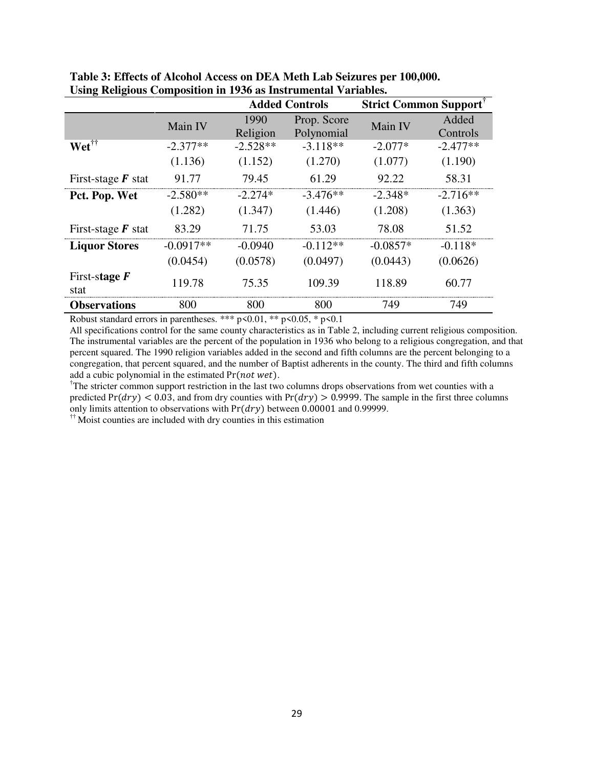**Table 3: Effects of Alcohol Access on DEA Meth Lab Seizures per 100,000. Using Religious Composition in 1936 as Instrumental Variables.**

| | | Added Controls | | Strict Common Support[†] | |
|---|---|---|---|---|---|
| | Main IV | 1990 Religion | Prop. Score Polynomial | Main IV | Added Controls |
| **Wet**[††] | -2.377** | -2.528** | -3.118** | -2.077* | -2.477** |
| | (1.136) | (1.152) | (1.270) | (1.077) | (1.190) |
| First-stage ***F*** stat | 91.77 | 79.45 | 61.29 | 92.22 | 58.31 |
| **Pct. Pop. Wet** | -2.580** | -2.274* | -3.476** | -2.348* | -2.716** |
| | (1.282) | (1.347) | (1.446) | (1.208) | (1.363) |
| First-stage ***F*** stat | 83.29 | 71.75 | 53.03 | 78.08 | 51.52 |
| **Liquor Stores** | -0.0917** | -0.0940 | -0.112** | -0.0857* | -0.118* |
| | (0.0454) | (0.0578) | (0.0497) | (0.0443) | (0.0626) |
| First-**stage *F*** stat | 119.78 | 75.35 | 109.39 | 118.89 | 60.77 |
| **Observations** | 800 | 800 | 800 | 749 | 749 |

Robust standard errors in parentheses. *** $p<0.01$, ** $p<0.05$, * $p<0.1$

All specifications control for the same county characteristics as in Table 2, including current religious composition. The instrumental variables are the percent of the population in 1936 who belong to a religious congregation, and that percent squared. The 1990 religion variables added in the second and fifth columns are the percent belonging to a congregation, that percent squared, and the number of Baptist adherents in the county. The third and fifth columns add a cubic polynomial in the estimated $\Pr(not\ wet)$.

[†]The stricter common support restriction in the last two columns drops observations from wet counties with a predicted $\Pr(dry) < 0.03$, and from dry counties with $\Pr(dry) > 0.9999$. The sample in the first three columns only limits attention to observations with $\Pr(dry)$ between 0.00001 and 0.99999.

[††] Moist counties are included with dry counties in this estimation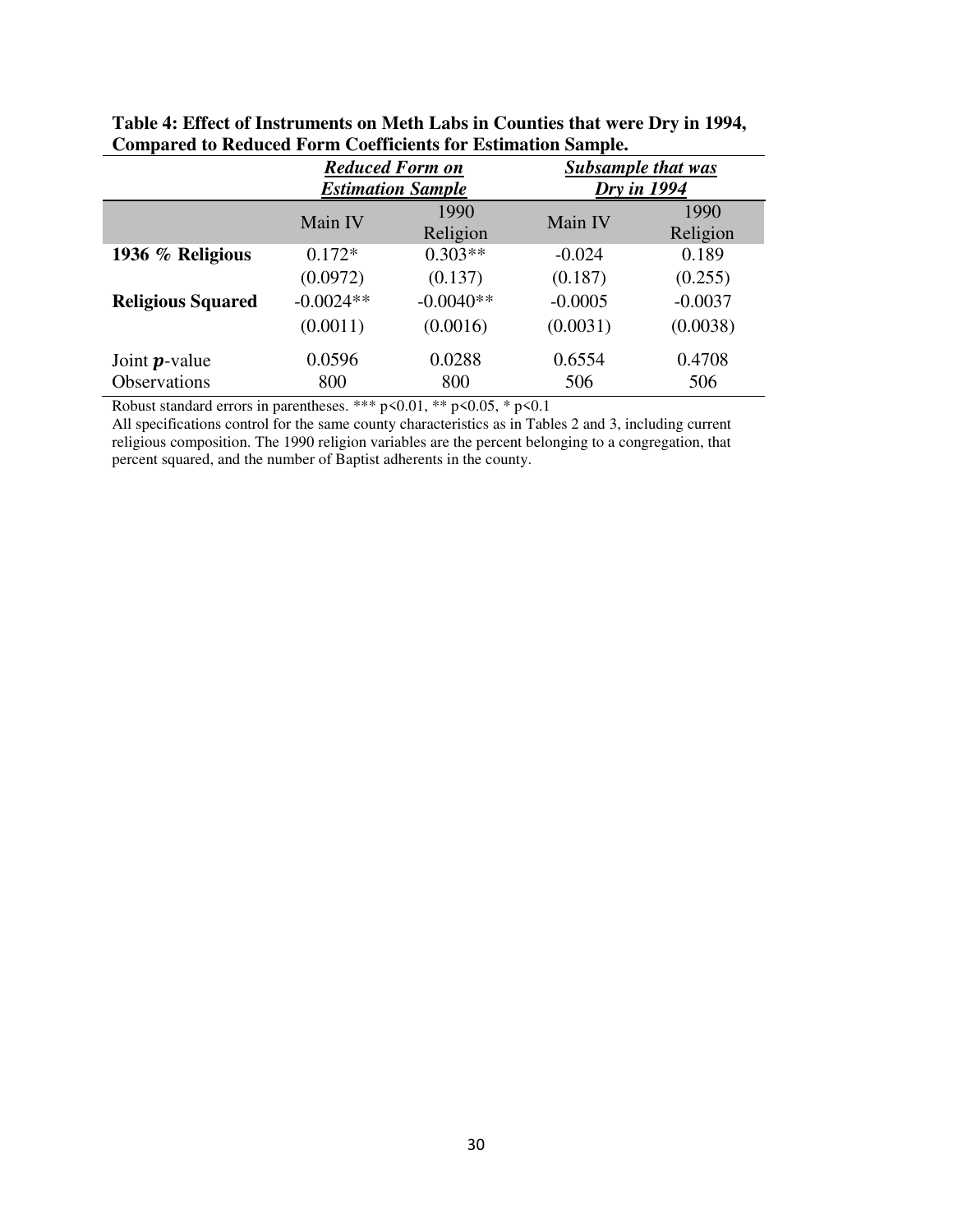**Table 4: Effect of Instruments on Meth Labs in Counties that were Dry in 1994, Compared to Reduced Form Coefficients for Estimation Sample.**

| | ***Reduced Form on Estimation Sample*** | | ***Subsample that was Dry in 1994*** | |
|---|---|---|---|---|
| | Main IV | 1990 Religion | Main IV | 1990 Religion |
| **1936 % Religious** | 0.172* | 0.303** | -0.024 | 0.189 |
| | (0.0972) | (0.137) | (0.187) | (0.255) |
| **Religious Squared** | -0.0024** | -0.0040** | -0.0005 | -0.0037 |
| | (0.0011) | (0.0016) | (0.0031) | (0.0038) |
| Joint $p$-value | 0.0596 | 0.0288 | 0.6554 | 0.4708 |
| Observations | 800 | 800 | 506 | 506 |

Robust standard errors in parentheses. *** p<0.01, ** p<0.05, * p<0.1

All specifications control for the same county characteristics as in Tables 2 and 3, including current religious composition. The 1990 religion variables are the percent belonging to a congregation, that percent squared, and the number of Baptist adherents in the county.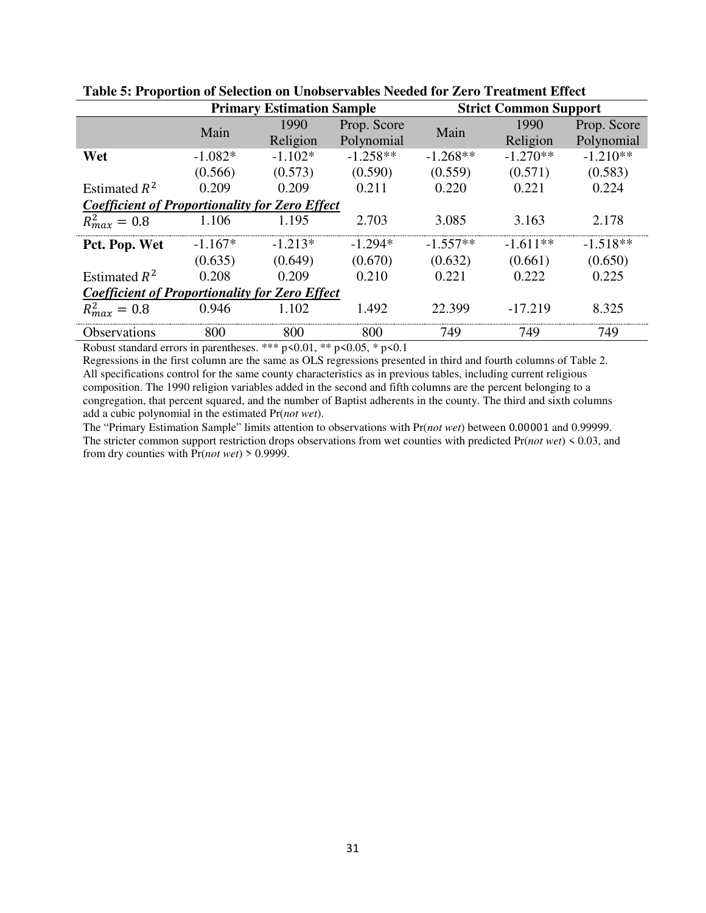**Table 5: Proportion of Selection on Unobservables Needed for Zero Treatment Effect**

| | Primary Estimation Sample | | | Strict Common Support | | |
|---|---|---|---|---|---|---|
| | Main | 1990 Religion | Prop. Score Polynomial | Main | 1990 Religion | Prop. Score Polynomial |
| **Wet** | -1.082* | -1.102* | -1.258** | -1.268** | -1.270** | -1.210** |
| | (0.566) | (0.573) | (0.590) | (0.559) | (0.571) | (0.583) |
| Estimated $R^2$ | 0.209 | 0.209 | 0.211 | 0.220 | 0.221 | 0.224 |
| ***Coefficient of Proportionality for Zero Effect*** | | | | | | |
| $R^2_{max} = 0.8$ | 1.106 | 1.195 | 2.703 | 3.085 | 3.163 | 2.178 |
| **Pct. Pop. Wet** | -1.167* | -1.213* | -1.294* | -1.557** | -1.611** | -1.518** |
| | (0.635) | (0.649) | (0.670) | (0.632) | (0.661) | (0.650) |
| Estimated $R^2$ | 0.208 | 0.209 | 0.210 | 0.221 | 0.222 | 0.225 |
| ***Coefficient of Proportionality for Zero Effect*** | | | | | | |
| $R^2_{max} = 0.8$ | 0.946 | 1.102 | 1.492 | 22.399 | -17.219 | 8.325 |
| Observations | 800 | 800 | 800 | 749 | 749 | 749 |

Robust standard errors in parentheses. *** p<0.01, ** p<0.05, * p<0.1

Regressions in the first column are the same as OLS regressions presented in third and fourth columns of Table 2. All specifications control for the same county characteristics as in previous tables, including current religious composition. The 1990 religion variables added in the second and fifth columns are the percent belonging to a congregation, that percent squared, and the number of Baptist adherents in the county. The third and sixth columns add a cubic polynomial in the estimated Pr(*not wet*).

The "Primary Estimation Sample" limits attention to observations with Pr(*not wet*) between 0.00001 and 0.99999. The stricter common support restriction drops observations from wet counties with predicted Pr(*not wet*) < 0.03, and from dry counties with Pr(*not wet*) > 0.9999.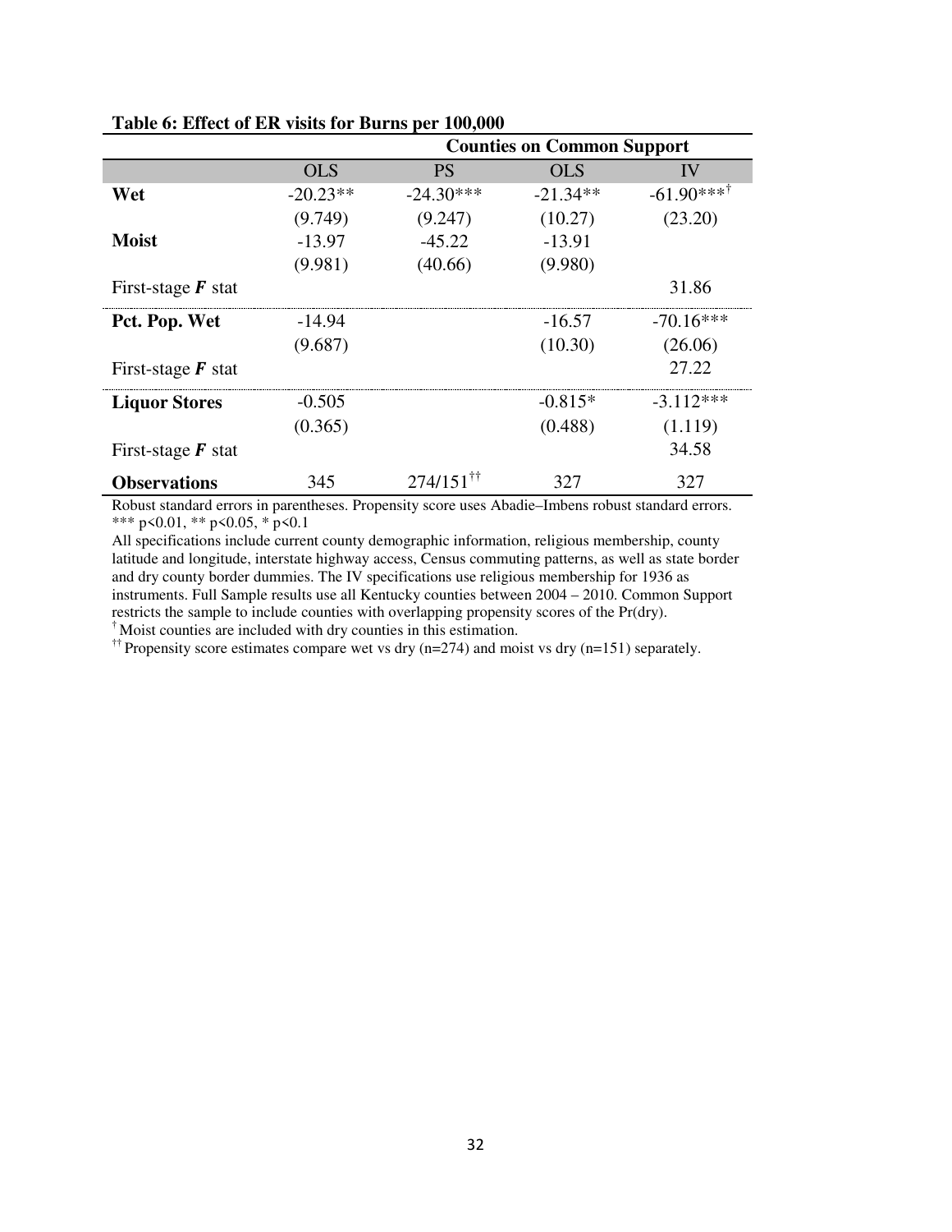**Table 6: Effect of ER visits for Burns per 100,000**

| | | Counties on Common Support | | |
|---|---|---|---|---|
| | OLS | PS | OLS | IV |
| **Wet** | -20.23** | -24.30*** | -21.34** | -61.90***[†] |
| | (9.749) | (9.247) | (10.27) | (23.20) |
| **Moist** | -13.97 | -45.22 | -13.91 | |
| | (9.981) | (40.66) | (9.980) | |
| First-stage ***F*** stat | | | | 31.86 |
| **Pct. Pop. Wet** | -14.94 | | -16.57 | -70.16*** |
| | (9.687) | | (10.30) | (26.06) |
| First-stage ***F*** stat | | | | 27.22 |
| **Liquor Stores** | -0.505 | | -0.815* | -3.112*** |
| | (0.365) | | (0.488) | (1.119) |
| First-stage ***F*** stat | | | | 34.58 |
| **Observations** | 345 | 274/151[††] | 327 | 327 |

Robust standard errors in parentheses. Propensity score uses Abadie–Imbens robust standard errors.
*** p<0.01, ** p<0.05, * p<0.1

All specifications include current county demographic information, religious membership, county latitude and longitude, interstate highway access, Census commuting patterns, as well as state border and dry county border dummies. The IV specifications use religious membership for 1936 as instruments. Full Sample results use all Kentucky counties between 2004 – 2010. Common Support restricts the sample to include counties with overlapping propensity scores of the Pr(dry).

[†] Moist counties are included with dry counties in this estimation.

[††] Propensity score estimates compare wet vs dry (n=274) and moist vs dry (n=151) separately.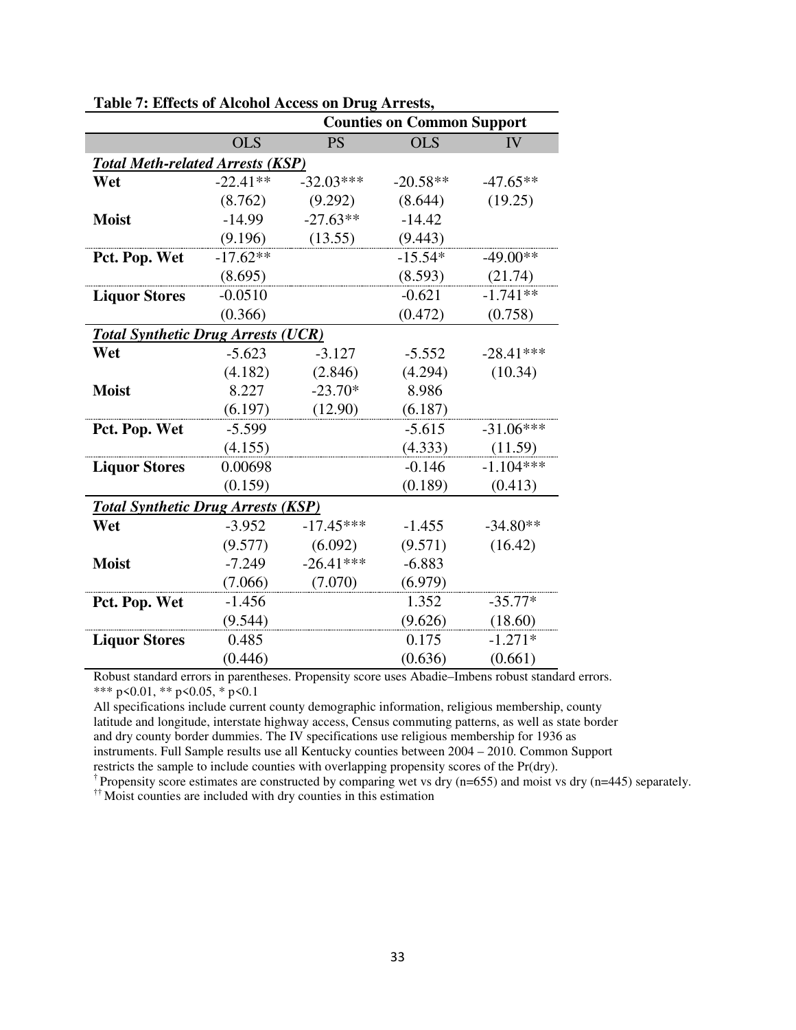**Table 7: Effects of Alcohol Access on Drug Arrests,**

| | | Counties on Common Support | | |
|---|---|---|---|---|
| | OLS | PS | OLS | IV |
| ***Total Meth-related Arrests (KSP)*** | | | | |
| **Wet** | -22.41** | -32.03*** | -20.58** | -47.65** |
| | (8.762) | (9.292) | (8.644) | (19.25) |
| **Moist** | -14.99 | -27.63** | -14.42 | |
| | (9.196) | (13.55) | (9.443) | |
| **Pct. Pop. Wet** | -17.62** | | -15.54* | -49.00** |
| | (8.695) | | (8.593) | (21.74) |
| **Liquor Stores** | -0.0510 | | -0.621 | -1.741** |
| | (0.366) | | (0.472) | (0.758) |
| ***Total Synthetic Drug Arrests (UCR)*** | | | | |
| **Wet** | -5.623 | -3.127 | -5.552 | -28.41*** |
| | (4.182) | (2.846) | (4.294) | (10.34) |
| **Moist** | 8.227 | -23.70* | 8.986 | |
| | (6.197) | (12.90) | (6.187) | |
| **Pct. Pop. Wet** | -5.599 | | -5.615 | -31.06*** |
| | (4.155) | | (4.333) | (11.59) |
| **Liquor Stores** | 0.00698 | | -0.146 | -1.104*** |
| | (0.159) | | (0.189) | (0.413) |
| ***Total Synthetic Drug Arrests (KSP)*** | | | | |
| **Wet** | -3.952 | -17.45*** | -1.455 | -34.80** |
| | (9.577) | (6.092) | (9.571) | (16.42) |
| **Moist** | -7.249 | -26.41*** | -6.883 | |
| | (7.066) | (7.070) | (6.979) | |
| **Pct. Pop. Wet** | -1.456 | | 1.352 | -35.77* |
| | (9.544) | | (9.626) | (18.60) |
| **Liquor Stores** | 0.485 | | 0.175 | -1.271* |
| | (0.446) | | (0.636) | (0.661) |

Robust standard errors in parentheses. Propensity score uses Abadie–Imbens robust standard errors.
*** p<0.01, ** p<0.05, * p<0.1

All specifications include current county demographic information, religious membership, county latitude and longitude, interstate highway access, Census commuting patterns, as well as state border and dry county border dummies. The IV specifications use religious membership for 1936 as instruments. Full Sample results use all Kentucky counties between 2004 – 2010. Common Support restricts the sample to include counties with overlapping propensity scores of the Pr(dry).

† Propensity score estimates are constructed by comparing wet vs dry (n=655) and moist vs dry (n=445) separately.

†† Moist counties are included with dry counties in this estimation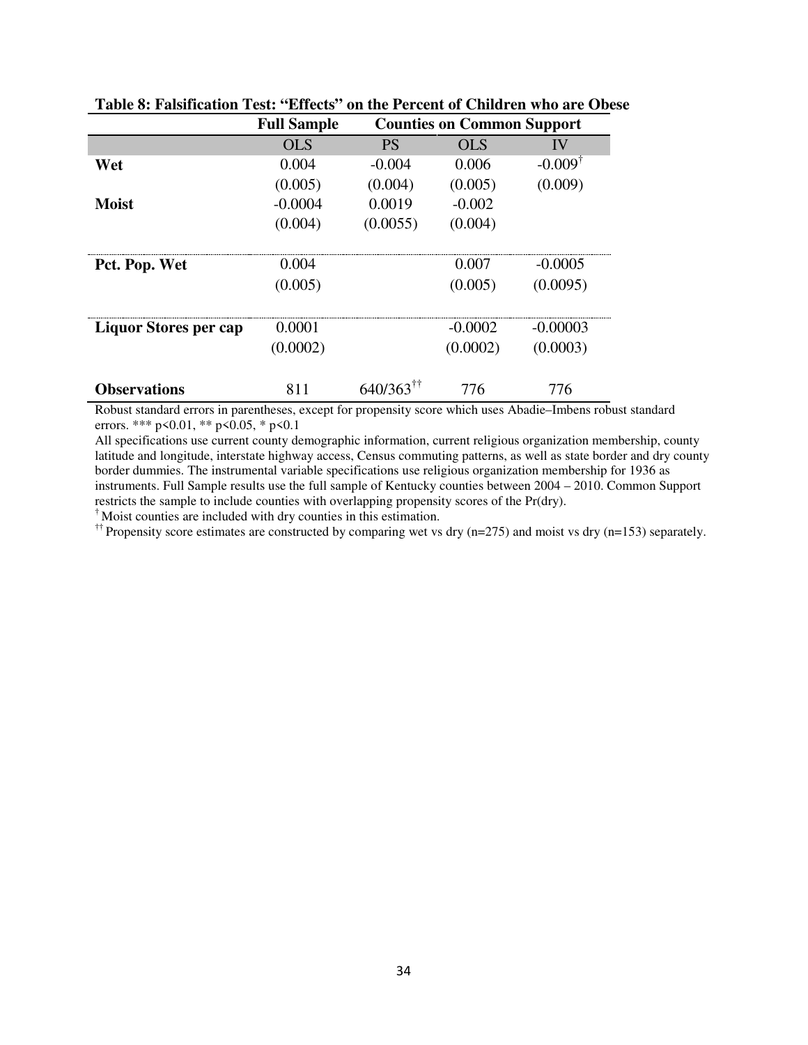**Table 8: Falsification Test: "Effects" on the Percent of Children who are Obese**

| | Full Sample | Counties on Common Support | | |
|---|---|---|---|---|
| | OLS | PS | OLS | IV |
| **Wet** | 0.004 | -0.004 | 0.006 | -0.009† |
| | (0.005) | (0.004) | (0.005) | (0.009) |
| **Moist** | -0.0004 | 0.0019 | -0.002 | |
| | (0.004) | (0.0055) | (0.004) | |
| **Pct. Pop. Wet** | 0.004 | | 0.007 | -0.0005 |
| | (0.005) | | (0.005) | (0.0095) |
| **Liquor Stores per cap** | 0.0001 | | -0.0002 | -0.00003 |
| | (0.0002) | | (0.0002) | (0.0003) |
| **Observations** | 811 | 640/363†† | 776 | 776 |

Robust standard errors in parentheses, except for propensity score which uses Abadie–Imbens robust standard errors. *** p<0.01, ** p<0.05, * p<0.1

All specifications use current county demographic information, current religious organization membership, county latitude and longitude, interstate highway access, Census commuting patterns, as well as state border and dry county border dummies. The instrumental variable specifications use religious organization membership for 1936 as instruments. Full Sample results use the full sample of Kentucky counties between 2004 – 2010. Common Support restricts the sample to include counties with overlapping propensity scores of the Pr(dry).

† Moist counties are included with dry counties in this estimation.

†† Propensity score estimates are constructed by comparing wet vs dry (n=275) and moist vs dry (n=153) separately.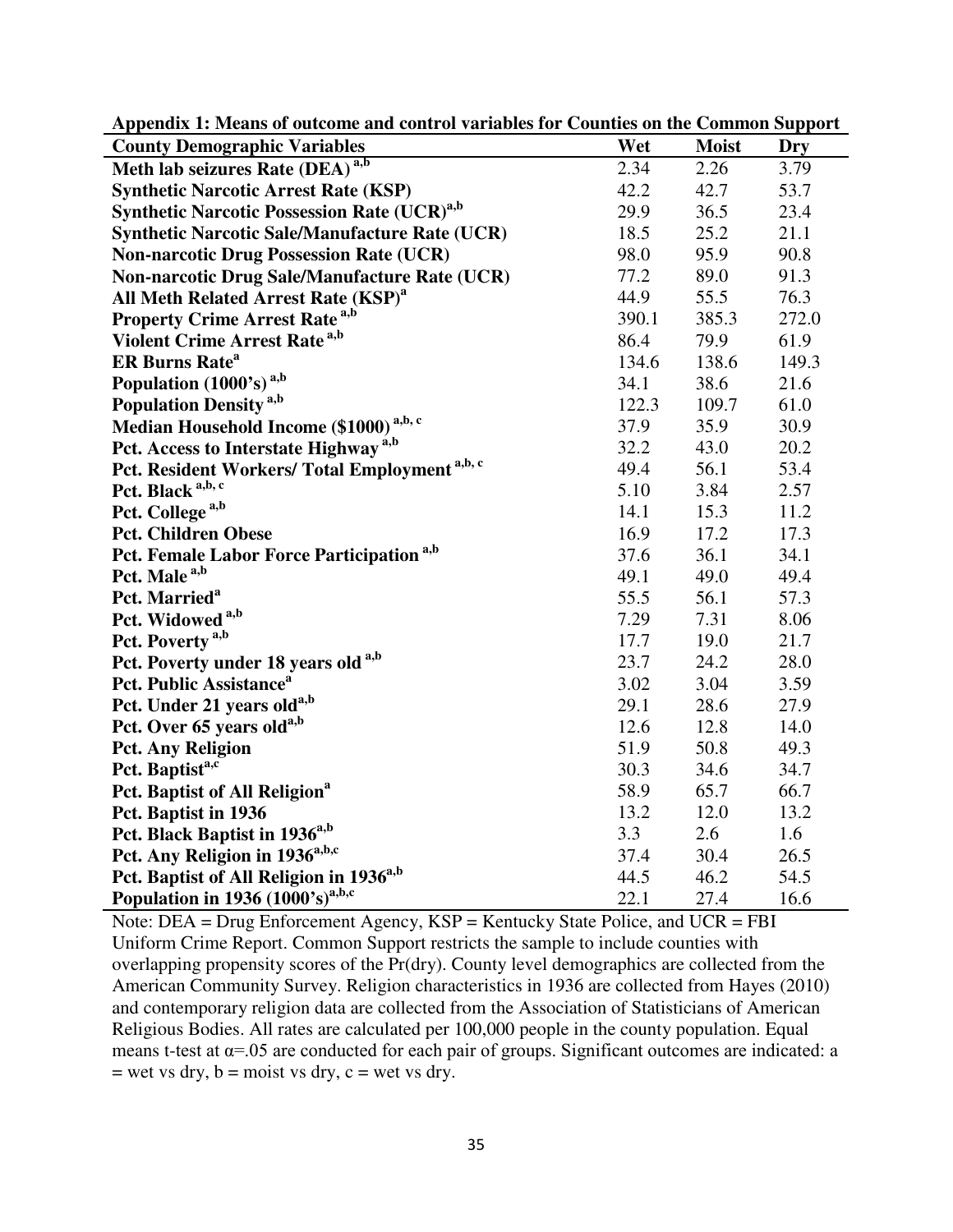**Appendix 1: Means of outcome and control variables for Counties on the Common Support**

| County Demographic Variables | Wet | Moist | Dry |
|---|---|---|---|
| **Meth lab seizures Rate (DEA)** [a,b] | 2.34 | 2.26 | 3.79 |
| **Synthetic Narcotic Arrest Rate (KSP)** | 42.2 | 42.7 | 53.7 |
| **Synthetic Narcotic Possession Rate (UCR)**[a,b] | 29.9 | 36.5 | 23.4 |
| **Synthetic Narcotic Sale/Manufacture Rate (UCR)** | 18.5 | 25.2 | 21.1 |
| **Non-narcotic Drug Possession Rate (UCR)** | 98.0 | 95.9 | 90.8 |
| **Non-narcotic Drug Sale/Manufacture Rate (UCR)** | 77.2 | 89.0 | 91.3 |
| **All Meth Related Arrest Rate (KSP)**[a] | 44.9 | 55.5 | 76.3 |
| **Property Crime Arrest Rate** [a,b] | 390.1 | 385.3 | 272.0 |
| **Violent Crime Arrest Rate** [a,b] | 86.4 | 79.9 | 61.9 |
| **ER Burns Rate**[a] | 134.6 | 138.6 | 149.3 |
| **Population (1000's)** [a,b] | 34.1 | 38.6 | 21.6 |
| **Population Density** [a,b] | 122.3 | 109.7 | 61.0 |
| **Median Household Income ($1000)** [a,b,c] | 37.9 | 35.9 | 30.9 |
| **Pct. Access to Interstate Highway** [a,b] | 32.2 | 43.0 | 20.2 |
| **Pct. Resident Workers/ Total Employment** [a,b,c] | 49.4 | 56.1 | 53.4 |
| **Pct. Black** [a,b,c] | 5.10 | 3.84 | 2.57 |
| **Pct. College** [a,b] | 14.1 | 15.3 | 11.2 |
| **Pct. Children Obese** | 16.9 | 17.2 | 17.3 |
| **Pct. Female Labor Force Participation** [a,b] | 37.6 | 36.1 | 34.1 |
| **Pct. Male** [a,b] | 49.1 | 49.0 | 49.4 |
| **Pct. Married**[a] | 55.5 | 56.1 | 57.3 |
| **Pct. Widowed** [a,b] | 7.29 | 7.31 | 8.06 |
| **Pct. Poverty** [a,b] | 17.7 | 19.0 | 21.7 |
| **Pct. Poverty under 18 years old** [a,b] | 23.7 | 24.2 | 28.0 |
| **Pct. Public Assistance**[a] | 3.02 | 3.04 | 3.59 |
| **Pct. Under 21 years old**[a,b] | 29.1 | 28.6 | 27.9 |
| **Pct. Over 65 years old**[a,b] | 12.6 | 12.8 | 14.0 |
| **Pct. Any Religion** | 51.9 | 50.8 | 49.3 |
| **Pct. Baptist**[a,c] | 30.3 | 34.6 | 34.7 |
| **Pct. Baptist of All Religion**[a] | 58.9 | 65.7 | 66.7 |
| **Pct. Baptist in 1936** | 13.2 | 12.0 | 13.2 |
| **Pct. Black Baptist in 1936**[a,b] | 3.3 | 2.6 | 1.6 |
| **Pct. Any Religion in 1936**[a,b,c] | 37.4 | 30.4 | 26.5 |
| **Pct. Baptist of All Religion in 1936**[a,b] | 44.5 | 46.2 | 54.5 |
| **Population in 1936 (1000's)**[a,b,c] | 22.1 | 27.4 | 16.6 |

Note: DEA = Drug Enforcement Agency, KSP = Kentucky State Police, and UCR = FBI Uniform Crime Report. Common Support restricts the sample to include counties with overlapping propensity scores of the Pr(dry). County level demographics are collected from the American Community Survey. Religion characteristics in 1936 are collected from Hayes (2010) and contemporary religion data are collected from the Association of Statisticians of American Religious Bodies. All rates are calculated per 100,000 people in the county population. Equal means t-test at $\alpha$=.05 are conducted for each pair of groups. Significant outcomes are indicated: a = wet vs dry, b = moist vs dry, c = wet vs dry.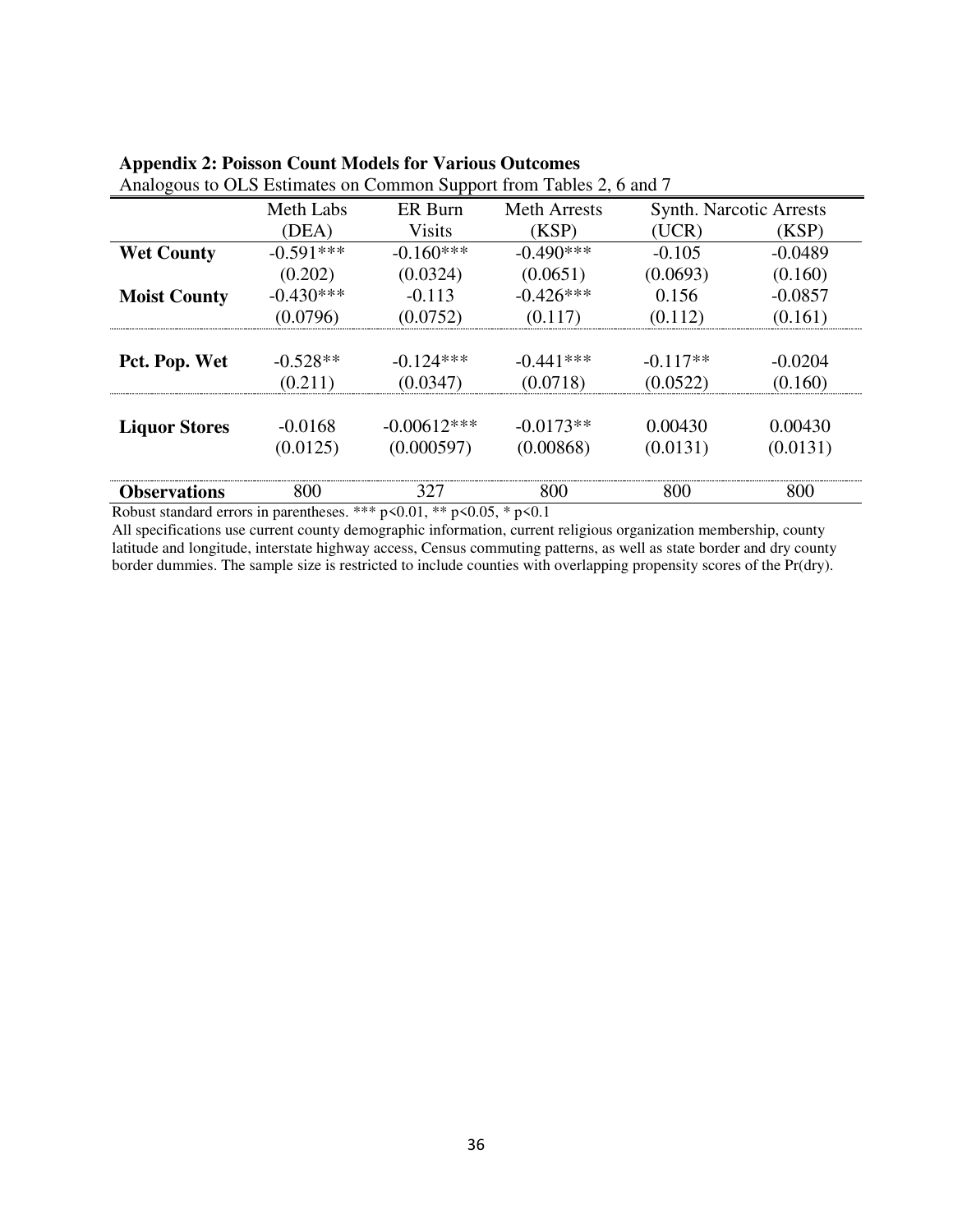**Appendix 2: Poisson Count Models for Various Outcomes**

Analogous to OLS Estimates on Common Support from Tables 2, 6 and 7

| | Meth Labs | ER Burn | Meth Arrests | Synth. Narcotic Arrests | |
|---|---|---|---|---|---|
| | (DEA) | Visits | (KSP) | (UCR) | (KSP) |
| **Wet County** | -0.591*** | -0.160*** | -0.490*** | -0.105 | -0.0489 |
| | (0.202) | (0.0324) | (0.0651) | (0.0693) | (0.160) |
| **Moist County** | -0.430*** | -0.113 | -0.426*** | 0.156 | -0.0857 |
| | (0.0796) | (0.0752) | (0.117) | (0.112) | (0.161) |
| **Pct. Pop. Wet** | -0.528** | -0.124*** | -0.441*** | -0.117** | -0.0204 |
| | (0.211) | (0.0347) | (0.0718) | (0.0522) | (0.160) |
| **Liquor Stores** | -0.0168 | -0.00612*** | -0.0173** | 0.00430 | 0.00430 |
| | (0.0125) | (0.000597) | (0.00868) | (0.0131) | (0.0131) |
| **Observations** | 800 | 327 | 800 | 800 | 800 |

Robust standard errors in parentheses. *** $p<0.01$, ** $p<0.05$, * $p<0.1$

All specifications use current county demographic information, current religious organization membership, county latitude and longitude, interstate highway access, Census commuting patterns, as well as state border and dry county border dummies. The sample size is restricted to include counties with overlapping propensity scores of the Pr(dry).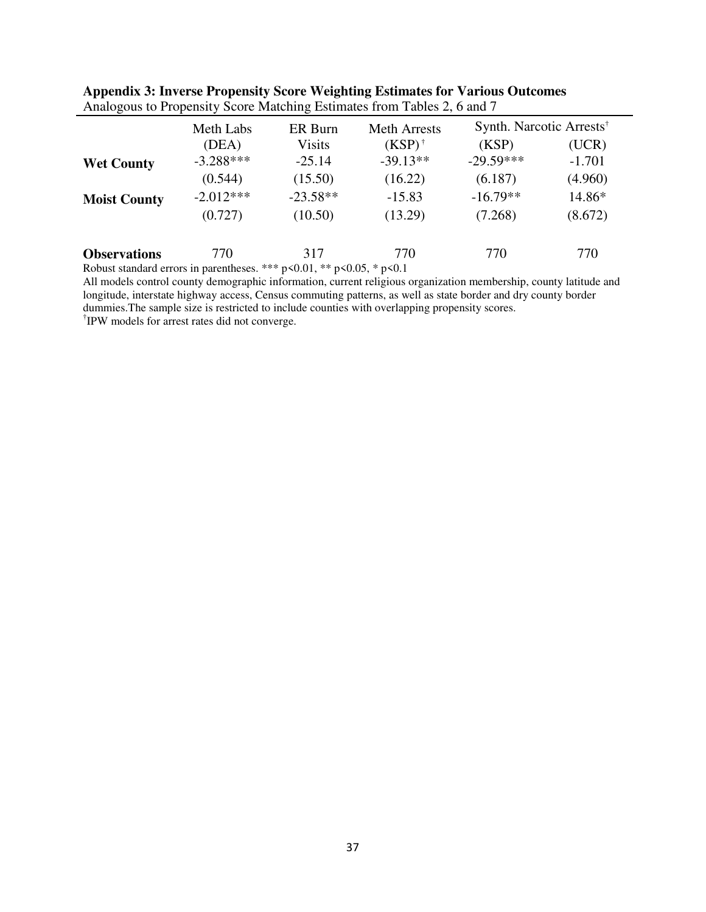**Appendix 3: Inverse Propensity Score Weighting Estimates for Various Outcomes**
Analogous to Propensity Score Matching Estimates from Tables 2, 6 and 7

| | Meth Labs | ER Burn | Meth Arrests | Synth. Narcotic Arrests[†] | |
|---|---|---|---|---|---|
| | (DEA) | Visits | (KSP)[†] | (KSP) | (UCR) |
| **Wet County** | -3.288*** | -25.14 | -39.13** | -29.59*** | -1.701 |
| | (0.544) | (15.50) | (16.22) | (6.187) | (4.960) |
| **Moist County** | -2.012*** | -23.58** | -15.83 | -16.79** | 14.86* |
| | (0.727) | (10.50) | (13.29) | (7.268) | (8.672) |
| **Observations** | 770 | 317 | 770 | 770 | 770 |

Robust standard errors in parentheses. *** p<0.01, ** p<0.05, * p<0.1
All models control county demographic information, current religious organization membership, county latitude and longitude, interstate highway access, Census commuting patterns, as well as state border and dry county border dummies.The sample size is restricted to include counties with overlapping propensity scores.
[†]IPW models for arrest rates did not converge.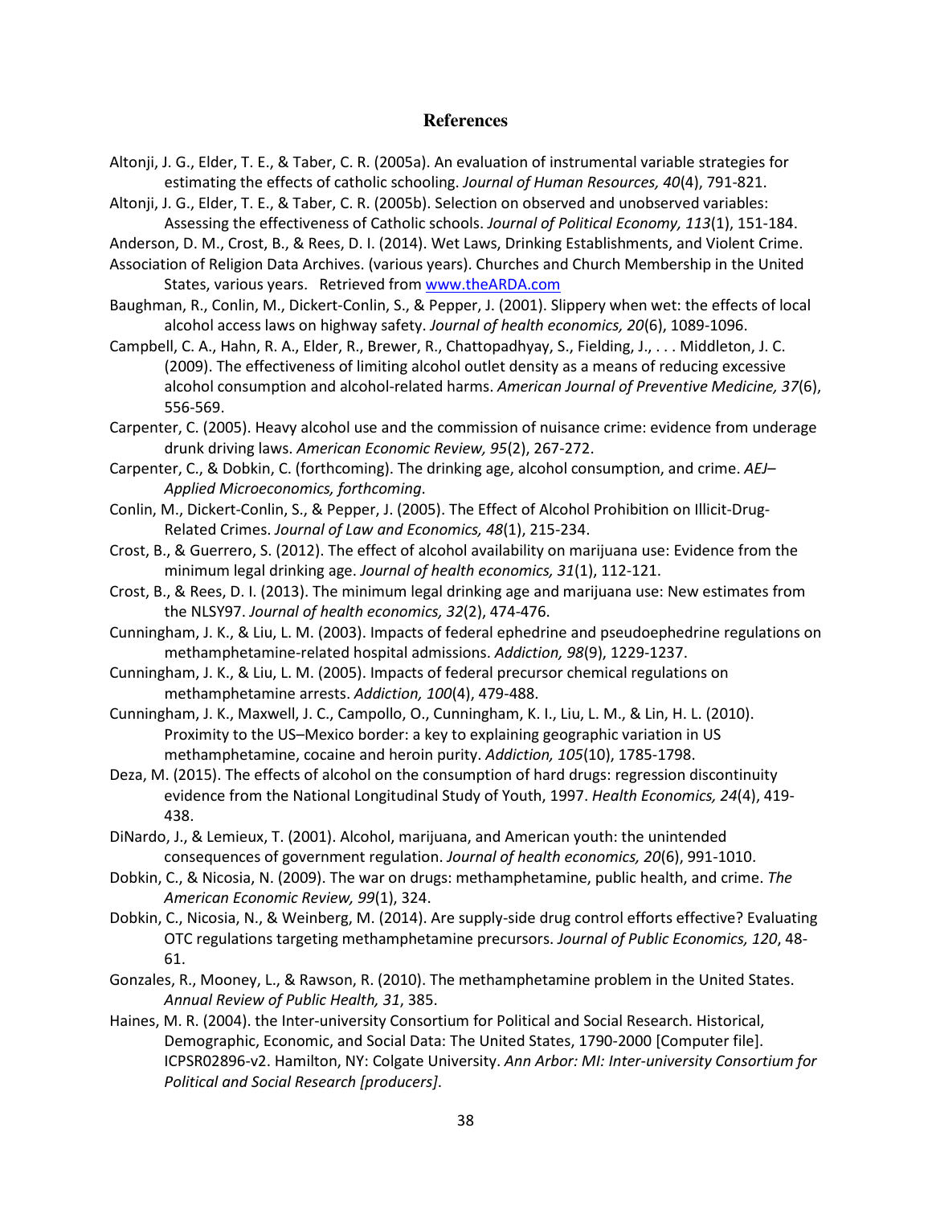## References

Altonji, J. G., Elder, T. E., & Taber, C. R. (2005a). An evaluation of instrumental variable strategies for estimating the effects of catholic schooling. *Journal of Human Resources, 40*(4), 791-821.

Altonji, J. G., Elder, T. E., & Taber, C. R. (2005b). Selection on observed and unobserved variables: Assessing the effectiveness of Catholic schools. *Journal of Political Economy, 113*(1), 151-184.

Anderson, D. M., Crost, B., & Rees, D. I. (2014). Wet Laws, Drinking Establishments, and Violent Crime.

Association of Religion Data Archives. (various years). Churches and Church Membership in the United States, various years. Retrieved from www.theARDA.com

Baughman, R., Conlin, M., Dickert-Conlin, S., & Pepper, J. (2001). Slippery when wet: the effects of local alcohol access laws on highway safety. *Journal of health economics, 20*(6), 1089-1096.

Campbell, C. A., Hahn, R. A., Elder, R., Brewer, R., Chattopadhyay, S., Fielding, J., . . . Middleton, J. C. (2009). The effectiveness of limiting alcohol outlet density as a means of reducing excessive alcohol consumption and alcohol-related harms. *American Journal of Preventive Medicine, 37*(6), 556-569.

Carpenter, C. (2005). Heavy alcohol use and the commission of nuisance crime: evidence from underage drunk driving laws. *American Economic Review, 95*(2), 267-272.

Carpenter, C., & Dobkin, C. (forthcoming). The drinking age, alcohol consumption, and crime. *AEJ– Applied Microeconomics, forthcoming*.

Conlin, M., Dickert-Conlin, S., & Pepper, J. (2005). The Effect of Alcohol Prohibition on Illicit-Drug-Related Crimes. *Journal of Law and Economics, 48*(1), 215-234.

Crost, B., & Guerrero, S. (2012). The effect of alcohol availability on marijuana use: Evidence from the minimum legal drinking age. *Journal of health economics, 31*(1), 112-121.

Crost, B., & Rees, D. I. (2013). The minimum legal drinking age and marijuana use: New estimates from the NLSY97. *Journal of health economics, 32*(2), 474-476.

Cunningham, J. K., & Liu, L. M. (2003). Impacts of federal ephedrine and pseudoephedrine regulations on methamphetamine-related hospital admissions. *Addiction, 98*(9), 1229-1237.

Cunningham, J. K., & Liu, L. M. (2005). Impacts of federal precursor chemical regulations on methamphetamine arrests. *Addiction, 100*(4), 479-488.

Cunningham, J. K., Maxwell, J. C., Campollo, O., Cunningham, K. I., Liu, L. M., & Lin, H. L. (2010). Proximity to the US–Mexico border: a key to explaining geographic variation in US methamphetamine, cocaine and heroin purity. *Addiction, 105*(10), 1785-1798.

Deza, M. (2015). The effects of alcohol on the consumption of hard drugs: regression discontinuity evidence from the National Longitudinal Study of Youth, 1997. *Health Economics, 24*(4), 419-438.

DiNardo, J., & Lemieux, T. (2001). Alcohol, marijuana, and American youth: the unintended consequences of government regulation. *Journal of health economics, 20*(6), 991-1010.

Dobkin, C., & Nicosia, N. (2009). The war on drugs: methamphetamine, public health, and crime. *The American Economic Review, 99*(1), 324.

Dobkin, C., Nicosia, N., & Weinberg, M. (2014). Are supply-side drug control efforts effective? Evaluating OTC regulations targeting methamphetamine precursors. *Journal of Public Economics, 120*, 48-61.

Gonzales, R., Mooney, L., & Rawson, R. (2010). The methamphetamine problem in the United States. *Annual Review of Public Health, 31*, 385.

Haines, M. R. (2004). the Inter-university Consortium for Political and Social Research. Historical, Demographic, Economic, and Social Data: The United States, 1790-2000 [Computer file]. ICPSR02896-v2. Hamilton, NY: Colgate University. *Ann Arbor: MI: Inter-university Consortium for Political and Social Research [producers]*.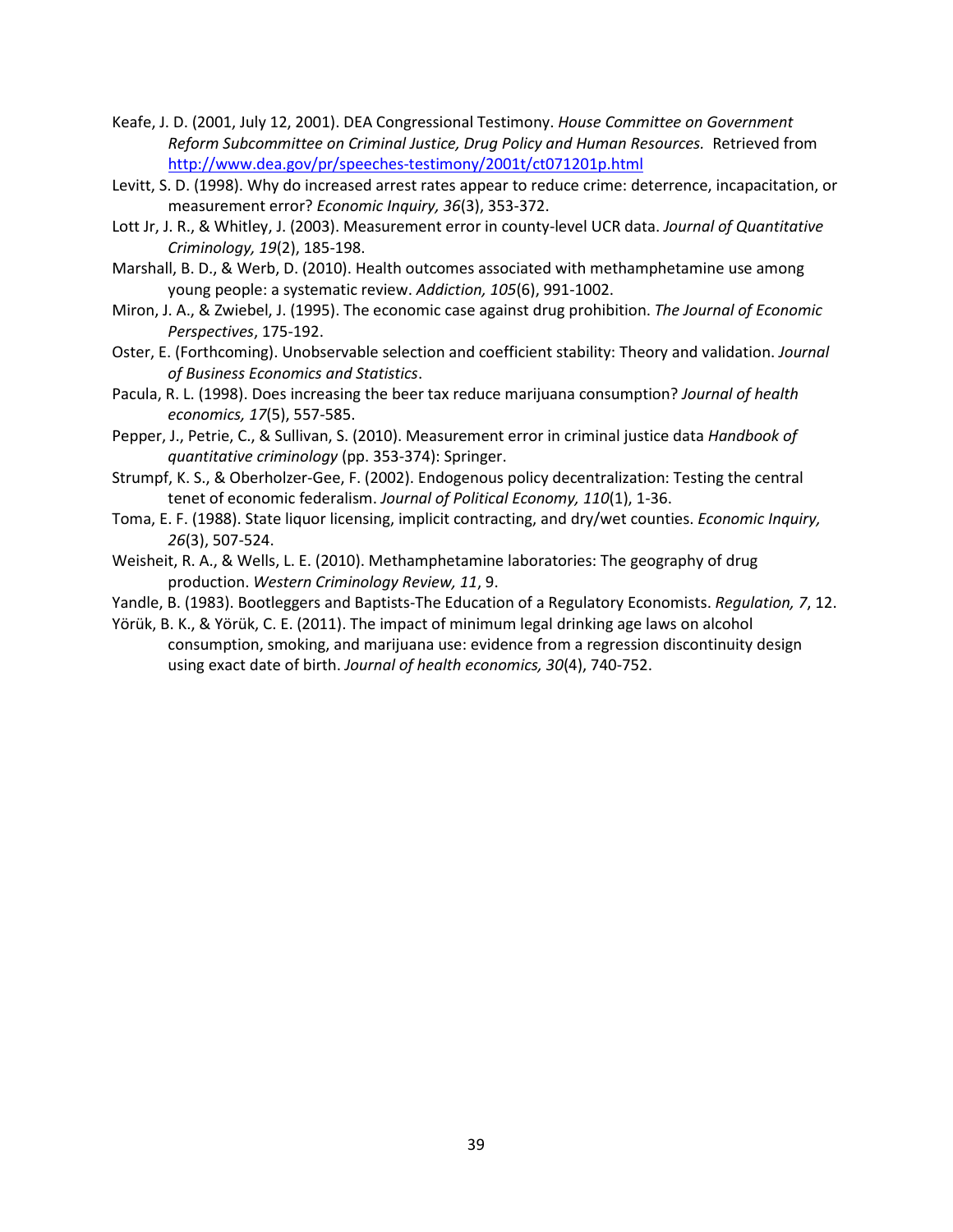Keafe, J. D. (2001, July 12, 2001). DEA Congressional Testimony. *House Committee on Government Reform Subcommittee on Criminal Justice, Drug Policy and Human Resources.* Retrieved from http://www.dea.gov/pr/speeches-testimony/2001t/ct071201p.html

Levitt, S. D. (1998). Why do increased arrest rates appear to reduce crime: deterrence, incapacitation, or measurement error? *Economic Inquiry, 36*(3), 353-372.

Lott Jr, J. R., & Whitley, J. (2003). Measurement error in county-level UCR data. *Journal of Quantitative Criminology, 19*(2), 185-198.

Marshall, B. D., & Werb, D. (2010). Health outcomes associated with methamphetamine use among young people: a systematic review. *Addiction, 105*(6), 991-1002.

Miron, J. A., & Zwiebel, J. (1995). The economic case against drug prohibition. *The Journal of Economic Perspectives*, 175-192.

Oster, E. (Forthcoming). Unobservable selection and coefficient stability: Theory and validation. *Journal of Business Economics and Statistics*.

Pacula, R. L. (1998). Does increasing the beer tax reduce marijuana consumption? *Journal of health economics, 17*(5), 557-585.

Pepper, J., Petrie, C., & Sullivan, S. (2010). Measurement error in criminal justice data *Handbook of quantitative criminology* (pp. 353-374): Springer.

Strumpf, K. S., & Oberholzer-Gee, F. (2002). Endogenous policy decentralization: Testing the central tenet of economic federalism. *Journal of Political Economy, 110*(1), 1-36.

Toma, E. F. (1988). State liquor licensing, implicit contracting, and dry/wet counties. *Economic Inquiry, 26*(3), 507-524.

Weisheit, R. A., & Wells, L. E. (2010). Methamphetamine laboratories: The geography of drug production. *Western Criminology Review, 11*, 9.

Yandle, B. (1983). Bootleggers and Baptists-The Education of a Regulatory Economists. *Regulation, 7*, 12.

Yörük, B. K., & Yörük, C. E. (2011). The impact of minimum legal drinking age laws on alcohol consumption, smoking, and marijuana use: evidence from a regression discontinuity design using exact date of birth. *Journal of health economics, 30*(4), 740-752.